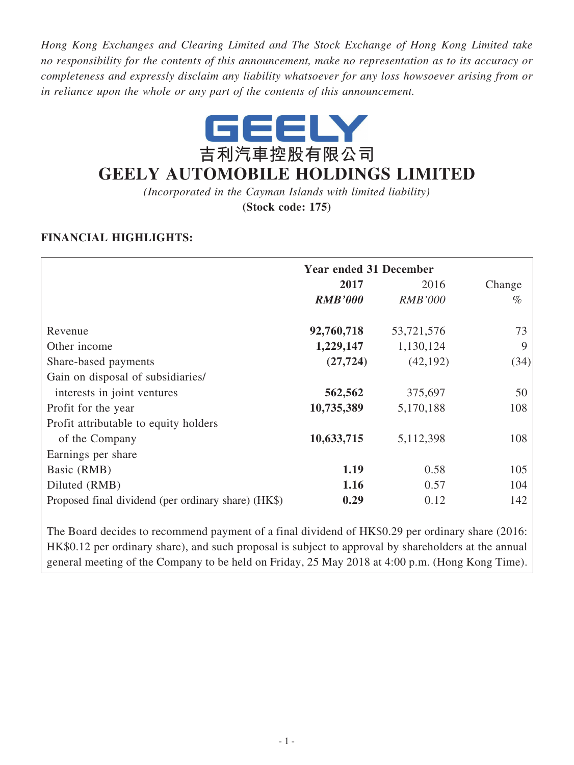*Hong Kong Exchanges and Clearing Limited and The Stock Exchange of Hong Kong Limited take no responsibility for the contents of this announcement, make no representation as to its accuracy or completeness and expressly disclaim any liability whatsoever for any loss howsoever arising from or in reliance upon the whole or any part of the contents of this announcement.*

GEELY

吉利汽車控股有限公司

# GEELY AUTOMOBILE HOLDINGS LIMITED

*(Incorporated in the Cayman Islands with limited liability)*

**(Stock code: 175)**

## FINANCIAL HIGHLIGHTS:

| | Year ended 31 December | | |
|---|---|---|---|
| | **2017** | 2016 | Change |
| | ***RMB'000*** | *RMB'000* | % |
| Revenue | **92,760,718** | 53,721,576 | 73 |
| Other income | **1,229,147** | 1,130,124 | 9 |
| Share-based payments | **(27,724)** | (42,192) | (34) |
| Gain on disposal of subsidiaries/ interests in joint ventures | **562,562** | 375,697 | 50 |
| Profit for the year | **10,735,389** | 5,170,188 | 108 |
| Profit attributable to equity holders of the Company | **10,633,715** | 5,112,398 | 108 |
| Earnings per share | | | |
| Basic (RMB) | **1.19** | 0.58 | 105 |
| Diluted (RMB) | **1.16** | 0.57 | 104 |
| Proposed final dividend (per ordinary share) (HK$) | **0.29** | 0.12 | 142 |

The Board decides to recommend payment of a final dividend of HK$0.29 per ordinary share (2016: HK$0.12 per ordinary share), and such proposal is subject to approval by shareholders at the annual general meeting of the Company to be held on Friday, 25 May 2018 at 4:00 p.m. (Hong Kong Time).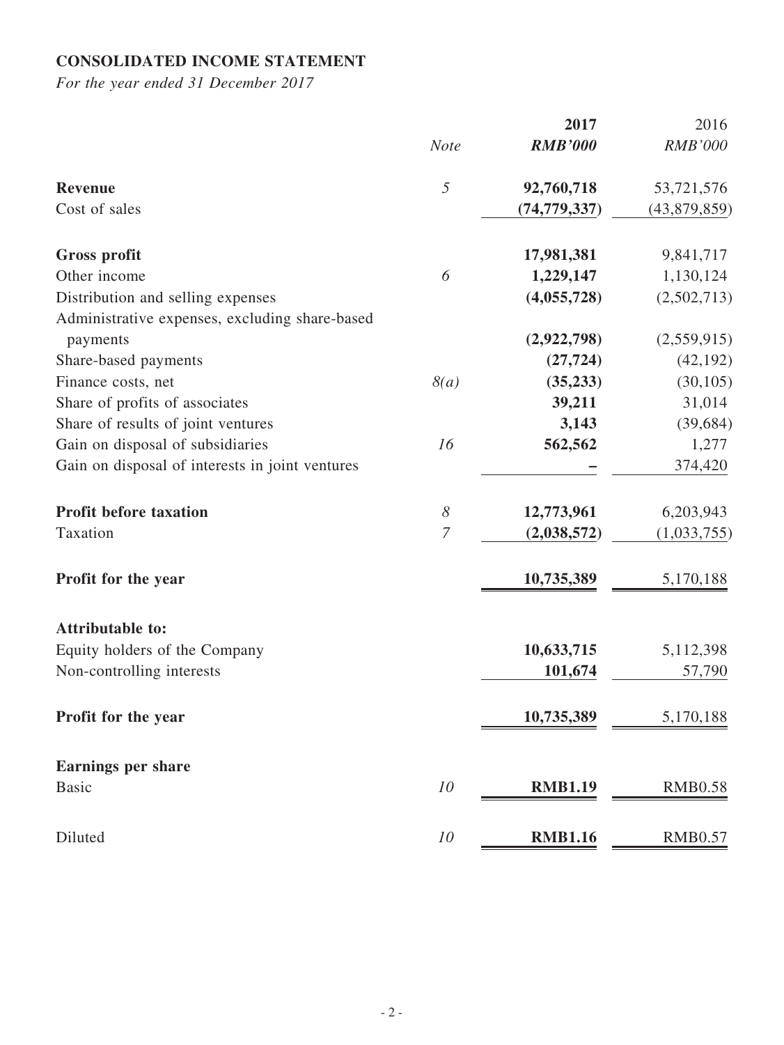## CONSOLIDATED INCOME STATEMENT

*For the year ended 31 December 2017*

| | *Note* | **2017** *RMB'000* | 2016 *RMB'000* |
|---|---|---|---|
| **Revenue** | *5* | **92,760,718** | 53,721,576 |
| Cost of sales | | **(74,779,337)** | (43,879,859) |
| **Gross profit** | | **17,981,381** | 9,841,717 |
| Other income | *6* | **1,229,147** | 1,130,124 |
| Distribution and selling expenses | | **(4,055,728)** | (2,502,713) |
| Administrative expenses, excluding share-based payments | | **(2,922,798)** | (2,559,915) |
| Share-based payments | | **(27,724)** | (42,192) |
| Finance costs, net | *8(a)* | **(35,233)** | (30,105) |
| Share of profits of associates | | **39,211** | 31,014 |
| Share of results of joint ventures | | **3,143** | (39,684) |
| Gain on disposal of subsidiaries | *16* | **562,562** | 1,277 |
| Gain on disposal of interests in joint ventures | | **–** | 374,420 |
| **Profit before taxation** | *8* | **12,773,961** | 6,203,943 |
| Taxation | *7* | **(2,038,572)** | (1,033,755) |
| **Profit for the year** | | **10,735,389** | 5,170,188 |
| **Attributable to:** | | | |
| Equity holders of the Company | | **10,633,715** | 5,112,398 |
| Non-controlling interests | | **101,674** | 57,790 |
| **Profit for the year** | | **10,735,389** | 5,170,188 |
| **Earnings per share** | | | |
| Basic | *10* | **RMB1.19** | RMB0.58 |
| Diluted | *10* | **RMB1.16** | RMB0.57 |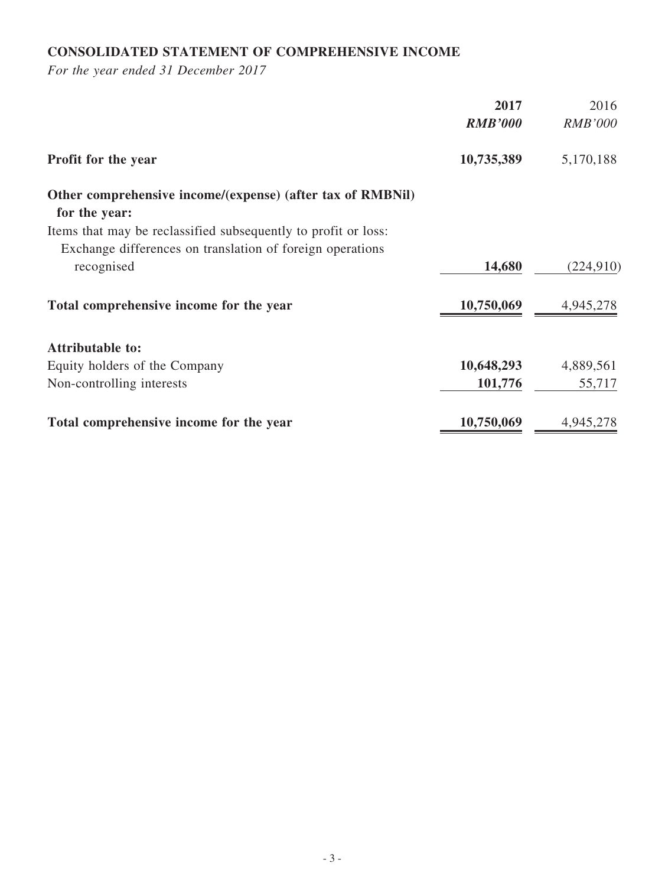**CONSOLIDATED STATEMENT OF COMPREHENSIVE INCOME**

*For the year ended 31 December 2017*

| | 2017 | 2016 |
|---|---|---|
| | ***RMB'000*** | *RMB'000* |
| **Profit for the year** | **10,735,389** | 5,170,188 |
| **Other comprehensive income/(expense) (after tax of RMBNil) for the year:** | | |
| Items that may be reclassified subsequently to profit or loss: | | |
| Exchange differences on translation of foreign operations recognised | **14,680** | (224,910) |
| **Total comprehensive income for the year** | **10,750,069** | 4,945,278 |
| **Attributable to:** | | |
| Equity holders of the Company | **10,648,293** | 4,889,561 |
| Non-controlling interests | **101,776** | 55,717 |
| **Total comprehensive income for the year** | **10,750,069** | 4,945,278 |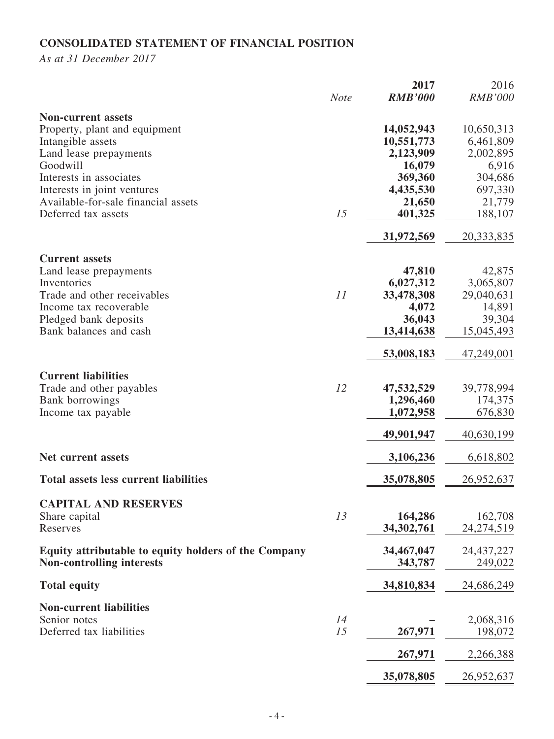## CONSOLIDATED STATEMENT OF FINANCIAL POSITION

*As at 31 December 2017*

| | *Note* | **2017** ***RMB'000*** | 2016 *RMB'000* |
|---|---|---|---|
| **Non-current assets** | | | |
| Property, plant and equipment | | **14,052,943** | 10,650,313 |
| Intangible assets | | **10,551,773** | 6,461,809 |
| Land lease prepayments | | **2,123,909** | 2,002,895 |
| Goodwill | | **16,079** | 6,916 |
| Interests in associates | | **369,360** | 304,686 |
| Interests in joint ventures | | **4,435,530** | 697,330 |
| Available-for-sale financial assets | | **21,650** | 21,779 |
| Deferred tax assets | 15 | **401,325** | 188,107 |
| | | **31,972,569** | 20,333,835 |
| **Current assets** | | | |
| Land lease prepayments | | **47,810** | 42,875 |
| Inventories | | **6,027,312** | 3,065,807 |
| Trade and other receivables | 11 | **33,478,308** | 29,040,631 |
| Income tax recoverable | | **4,072** | 14,891 |
| Pledged bank deposits | | **36,043** | 39,304 |
| Bank balances and cash | | **13,414,638** | 15,045,493 |
| | | **53,008,183** | 47,249,001 |
| **Current liabilities** | | | |
| Trade and other payables | 12 | **47,532,529** | 39,778,994 |
| Bank borrowings | | **1,296,460** | 174,375 |
| Income tax payable | | **1,072,958** | 676,830 |
| | | **49,901,947** | 40,630,199 |
| **Net current assets** | | **3,106,236** | 6,618,802 |
| **Total assets less current liabilities** | | **35,078,805** | 26,952,637 |
| **CAPITAL AND RESERVES** | | | |
| Share capital | 13 | **164,286** | 162,708 |
| Reserves | | **34,302,761** | 24,274,519 |
| **Equity attributable to equity holders of the Company** | | **34,467,047** | 24,437,227 |
| **Non-controlling interests** | | **343,787** | 249,022 |
| **Total equity** | | **34,810,834** | 24,686,249 |
| **Non-current liabilities** | | | |
| Senior notes | 14 | **–** | 2,068,316 |
| Deferred tax liabilities | 15 | **267,971** | 198,072 |
| | | **267,971** | 2,266,388 |
| | | **35,078,805** | 26,952,637 |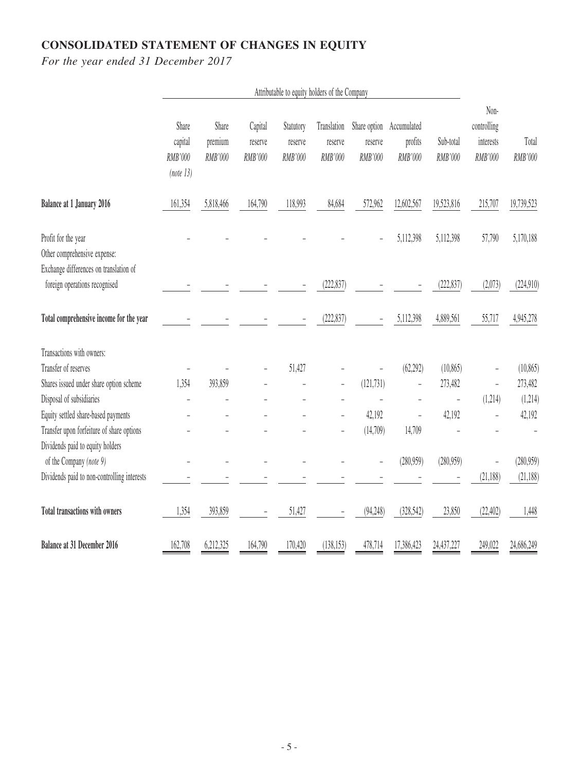# CONSOLIDATED STATEMENT OF CHANGES IN EQUITY

*For the year ended 31 December 2017*

| | Attributable to equity holders of the Company | | | | | | | | | |
|---|---|---|---|---|---|---|---|---|---|---|
| | Share capital RMB'000 (note 13) | Share premium RMB'000 | Capital reserve RMB'000 | Statutory reserve RMB'000 | Translation reserve RMB'000 | Share option reserve RMB'000 | Accumulated profits RMB'000 | Sub-total RMB'000 | Non-controlling interests RMB'000 | Total RMB'000 |
| **Balance at 1 January 2016** | 161,354 | 5,818,466 | 164,790 | 118,993 | 84,684 | 572,962 | 12,602,567 | 19,523,816 | 215,707 | 19,739,523 |
| Profit for the year | – | – | – | – | – | – | 5,112,398 | 5,112,398 | 57,790 | 5,170,188 |
| Other comprehensive expense: | | | | | | | | | | |
| Exchange differences on translation of foreign operations recognised | – | – | – | – | (222,837) | – | – | (222,837) | (2,073) | (224,910) |
| **Total comprehensive income for the year** | – | – | – | – | (222,837) | – | 5,112,398 | 4,889,561 | 55,717 | 4,945,278 |
| Transactions with owners: | | | | | | | | | | |
| Transfer of reserves | – | – | – | 51,427 | – | – | (62,292) | (10,865) | – | (10,865) |
| Shares issued under share option scheme | 1,354 | 393,859 | – | – | – | (121,731) | – | 273,482 | – | 273,482 |
| Disposal of subsidiaries | – | – | – | – | – | – | – | – | (1,214) | (1,214) |
| Equity settled share-based payments | – | – | – | – | – | 42,192 | – | 42,192 | – | 42,192 |
| Transfer upon forfeiture of share options | – | – | – | – | – | (14,709) | 14,709 | – | – | – |
| Dividends paid to equity holders of the Company *(note 9)* | – | – | – | – | – | – | (280,959) | (280,959) | – | (280,959) |
| Dividends paid to non-controlling interests | – | – | – | – | – | – | – | – | (21,188) | (21,188) |
| **Total transactions with owners** | 1,354 | 393,859 | – | 51,427 | – | (94,248) | (328,542) | 23,850 | (22,402) | 1,448 |
| **Balance at 31 December 2016** | 162,708 | 6,212,325 | 164,790 | 170,420 | (138,153) | 478,714 | 17,386,423 | 24,437,227 | 249,022 | 24,686,249 |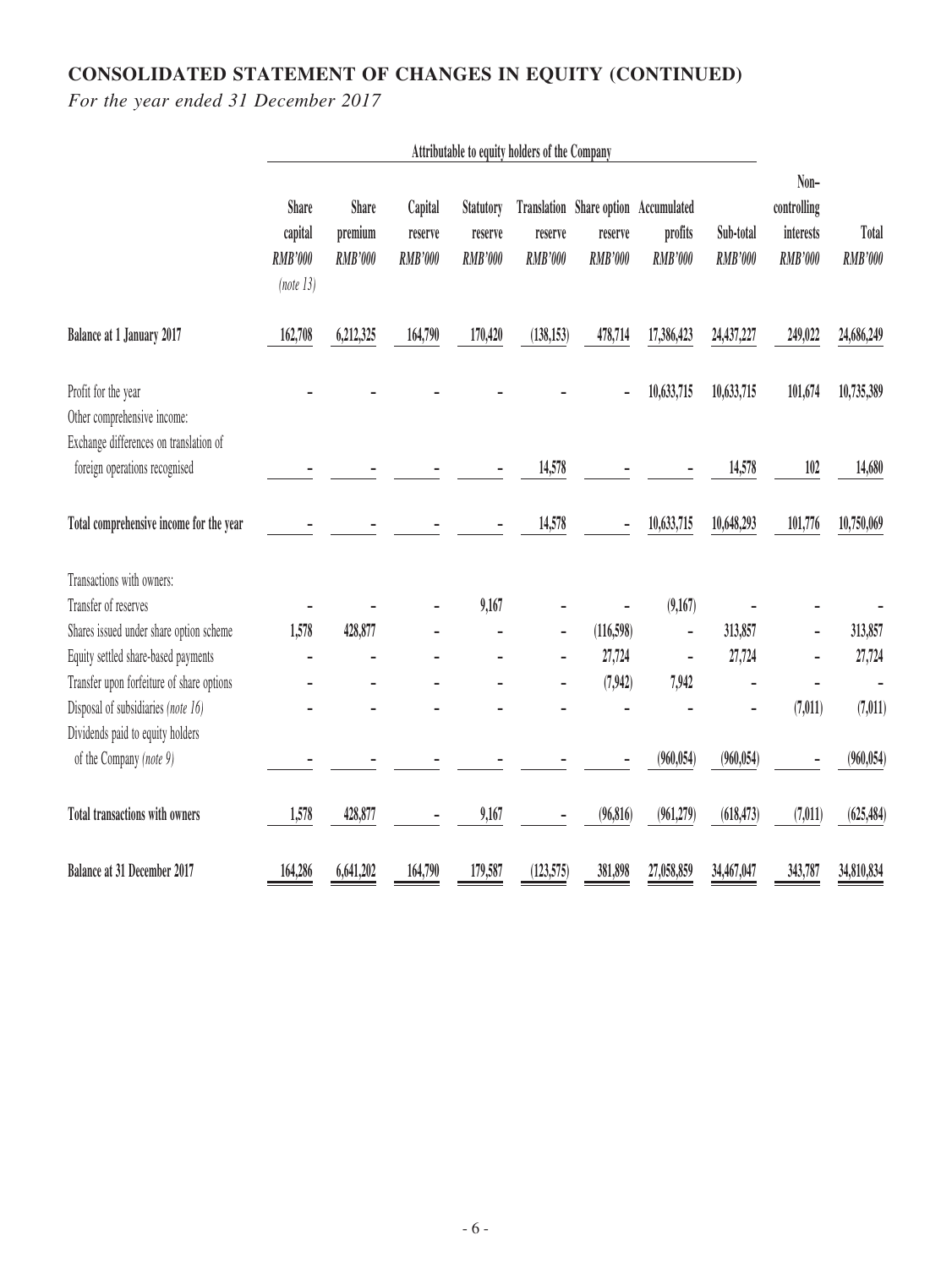# CONSOLIDATED STATEMENT OF CHANGES IN EQUITY (CONTINUED)

*For the year ended 31 December 2017*

| | Attributable to equity holders of the Company | | | | | | | | | |
|---|---|---|---|---|---|---|---|---|---|---|
| | Share capital RMB'000 (note 13) | Share premium RMB'000 | Capital reserve RMB'000 | Statutory reserve RMB'000 | Translation reserve RMB'000 | Share option reserve RMB'000 | Accumulated profits RMB'000 | Sub-total RMB'000 | Non-controlling interests RMB'000 | Total RMB'000 |
| **Balance at 1 January 2017** | 162,708 | 6,212,325 | 164,790 | 170,420 | (138,153) | 478,714 | 17,386,423 | 24,437,227 | 249,022 | 24,686,249 |
| Profit for the year | – | – | – | – | – | – | 10,633,715 | 10,633,715 | 101,674 | 10,735,389 |
| Other comprehensive income: | | | | | | | | | | |
| Exchange differences on translation of foreign operations recognised | – | – | – | – | 14,578 | – | – | 14,578 | 102 | 14,680 |
| **Total comprehensive income for the year** | – | – | – | – | 14,578 | – | 10,633,715 | 10,648,293 | 101,776 | 10,750,069 |
| Transactions with owners: | | | | | | | | | | |
| Transfer of reserves | – | – | – | 9,167 | – | – | (9,167) | – | – | – |
| Shares issued under share option scheme | 1,578 | 428,877 | – | – | – | (116,598) | – | 313,857 | – | 313,857 |
| Equity settled share-based payments | – | – | – | – | – | 27,724 | – | 27,724 | – | 27,724 |
| Transfer upon forfeiture of share options | – | – | – | – | – | (7,942) | 7,942 | – | – | – |
| Disposal of subsidiaries *(note 16)* | – | – | – | – | – | – | – | – | (7,011) | (7,011) |
| Dividends paid to equity holders of the Company *(note 9)* | – | – | – | – | – | – | (960,054) | (960,054) | – | (960,054) |
| **Total transactions with owners** | 1,578 | 428,877 | – | 9,167 | – | (96,816) | (961,279) | (618,473) | (7,011) | (625,484) |
| **Balance at 31 December 2017** | 164,286 | 6,641,202 | 164,790 | 179,587 | (123,575) | 381,898 | 27,058,859 | 34,467,047 | 343,787 | 34,810,834 |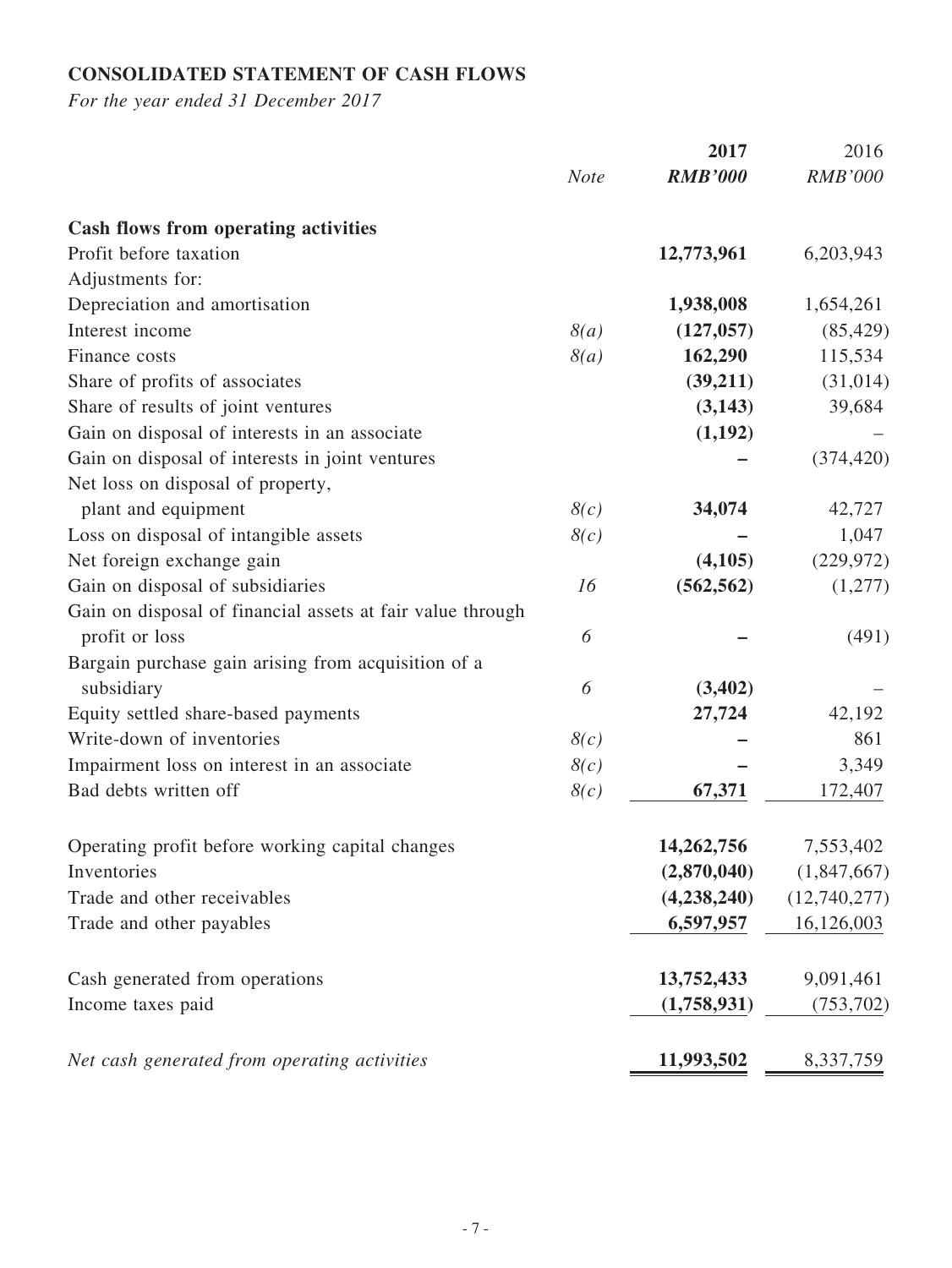## CONSOLIDATED STATEMENT OF CASH FLOWS

*For the year ended 31 December 2017*

| | *Note* | **2017** ***RMB'000*** | 2016 *RMB'000* |
|---|---|---|---|
| **Cash flows from operating activities** | | | |
| Profit before taxation | | **12,773,961** | 6,203,943 |
| Adjustments for: | | | |
| Depreciation and amortisation | | **1,938,008** | 1,654,261 |
| Interest income | *8(a)* | **(127,057)** | (85,429) |
| Finance costs | *8(a)* | **162,290** | 115,534 |
| Share of profits of associates | | **(39,211)** | (31,014) |
| Share of results of joint ventures | | **(3,143)** | 39,684 |
| Gain on disposal of interests in an associate | | **(1,192)** | – |
| Gain on disposal of interests in joint ventures | | **–** | (374,420) |
| Net loss on disposal of property, plant and equipment | *8(c)* | **34,074** | 42,727 |
| Loss on disposal of intangible assets | *8(c)* | **–** | 1,047 |
| Net foreign exchange gain | | **(4,105)** | (229,972) |
| Gain on disposal of subsidiaries | *16* | **(562,562)** | (1,277) |
| Gain on disposal of financial assets at fair value through profit or loss | *6* | **–** | (491) |
| Bargain purchase gain arising from acquisition of a subsidiary | *6* | **(3,402)** | – |
| Equity settled share-based payments | | **27,724** | 42,192 |
| Write-down of inventories | *8(c)* | **–** | 861 |
| Impairment loss on interest in an associate | *8(c)* | **–** | 3,349 |
| Bad debts written off | *8(c)* | **67,371** | 172,407 |
| Operating profit before working capital changes | | **14,262,756** | 7,553,402 |
| Inventories | | **(2,870,040)** | (1,847,667) |
| Trade and other receivables | | **(4,238,240)** | (12,740,277) |
| Trade and other payables | | **6,597,957** | 16,126,003 |
| Cash generated from operations | | **13,752,433** | 9,091,461 |
| Income taxes paid | | **(1,758,931)** | (753,702) |
| *Net cash generated from operating activities* | | **11,993,502** | 8,337,759 |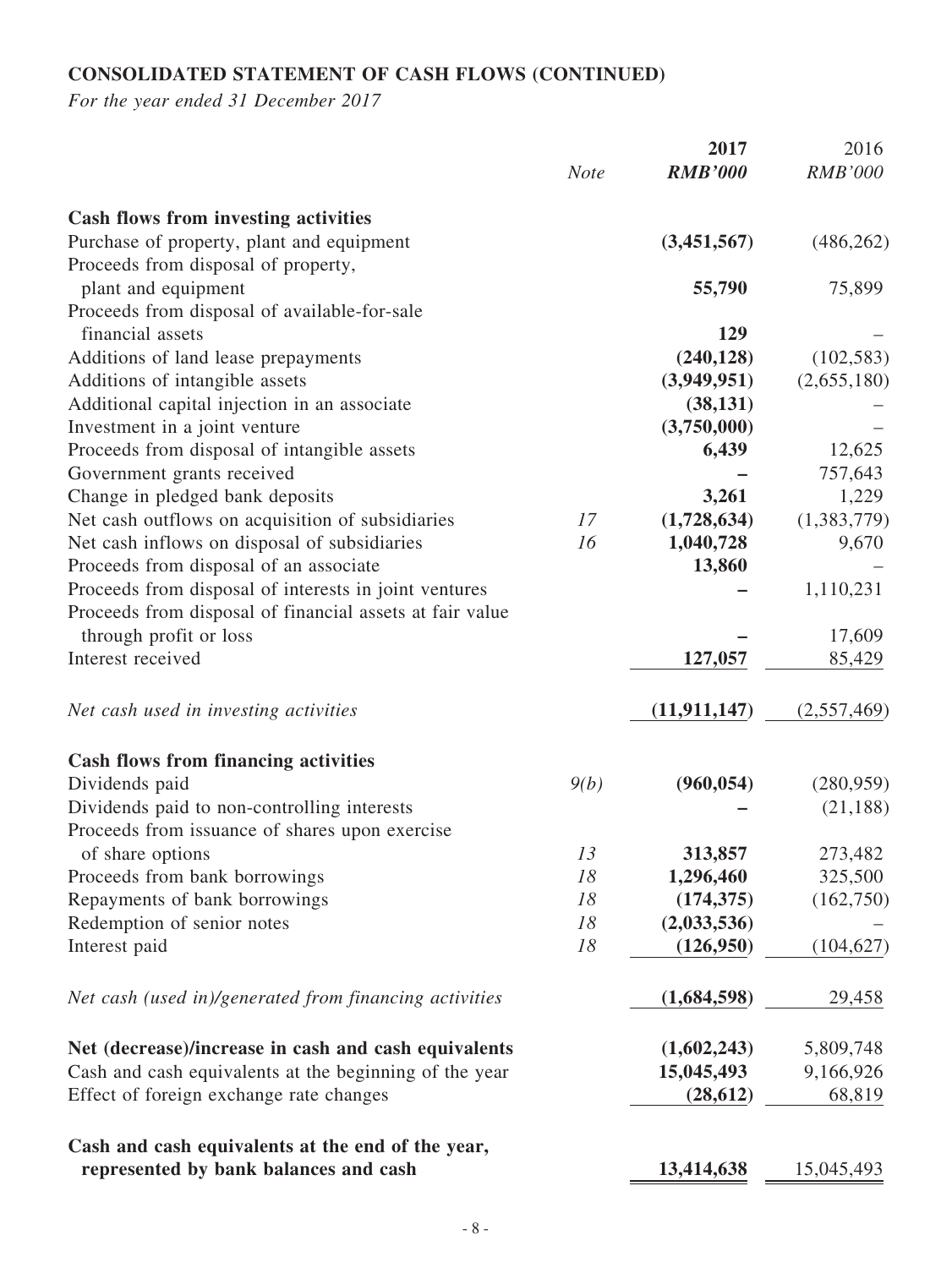## CONSOLIDATED STATEMENT OF CASH FLOWS (CONTINUED)

*For the year ended 31 December 2017*

| | *Note* | **2017** *RMB'000* | 2016 *RMB'000* |
|---|---|---|---|
| **Cash flows from investing activities** | | | |
| Purchase of property, plant and equipment | | **(3,451,567)** | (486,262) |
| Proceeds from disposal of property, plant and equipment | | **55,790** | 75,899 |
| Proceeds from disposal of available-for-sale financial assets | | **129** | – |
| Additions of land lease prepayments | | **(240,128)** | (102,583) |
| Additions of intangible assets | | **(3,949,951)** | (2,655,180) |
| Additional capital injection in an associate | | **(38,131)** | – |
| Investment in a joint venture | | **(3,750,000)** | – |
| Proceeds from disposal of intangible assets | | **6,439** | 12,625 |
| Government grants received | | **–** | 757,643 |
| Change in pledged bank deposits | | **3,261** | 1,229 |
| Net cash outflows on acquisition of subsidiaries | 17 | **(1,728,634)** | (1,383,779) |
| Net cash inflows on disposal of subsidiaries | 16 | **1,040,728** | 9,670 |
| Proceeds from disposal of an associate | | **13,860** | – |
| Proceeds from disposal of interests in joint ventures | | **–** | 1,110,231 |
| Proceeds from disposal of financial assets at fair value through profit or loss | | **–** | 17,609 |
| Interest received | | **127,057** | 85,429 |
| *Net cash used in investing activities* | | **(11,911,147)** | (2,557,469) |
| **Cash flows from financing activities** | | | |
| Dividends paid | 9(b) | **(960,054)** | (280,959) |
| Dividends paid to non-controlling interests | | **–** | (21,188) |
| Proceeds from issuance of shares upon exercise of share options | 13 | **313,857** | 273,482 |
| Proceeds from bank borrowings | 18 | **1,296,460** | 325,500 |
| Repayments of bank borrowings | 18 | **(174,375)** | (162,750) |
| Redemption of senior notes | 18 | **(2,033,536)** | – |
| Interest paid | 18 | **(126,950)** | (104,627) |
| *Net cash (used in)/generated from financing activities* | | **(1,684,598)** | 29,458 |
| **Net (decrease)/increase in cash and cash equivalents** | | **(1,602,243)** | 5,809,748 |
| Cash and cash equivalents at the beginning of the year | | **15,045,493** | 9,166,926 |
| Effect of foreign exchange rate changes | | **(28,612)** | 68,819 |
| **Cash and cash equivalents at the end of the year, represented by bank balances and cash** | | **13,414,638** | 15,045,493 |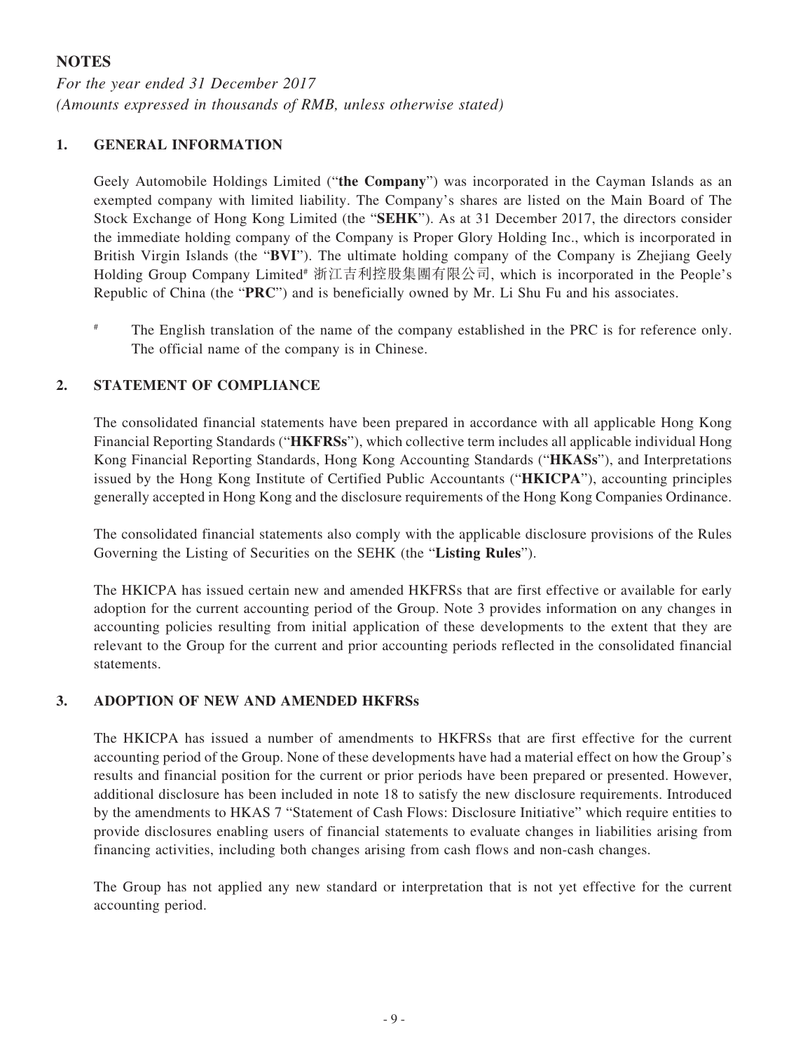## NOTES

*For the year ended 31 December 2017*
*(Amounts expressed in thousands of RMB, unless otherwise stated)*

### 1. GENERAL INFORMATION

Geely Automobile Holdings Limited ("**the Company**") was incorporated in the Cayman Islands as an exempted company with limited liability. The Company's shares are listed on the Main Board of The Stock Exchange of Hong Kong Limited (the "**SEHK**"). As at 31 December 2017, the directors consider the immediate holding company of the Company is Proper Glory Holding Inc., which is incorporated in British Virgin Islands (the "**BVI**"). The ultimate holding company of the Company is Zhejiang Geely Holding Group Company Limited# 浙江吉利控股集團有限公司, which is incorporated in the People's Republic of China (the "**PRC**") and is beneficially owned by Mr. Li Shu Fu and his associates.

# The English translation of the name of the company established in the PRC is for reference only. The official name of the company is in Chinese.

### 2. STATEMENT OF COMPLIANCE

The consolidated financial statements have been prepared in accordance with all applicable Hong Kong Financial Reporting Standards ("**HKFRSs**"), which collective term includes all applicable individual Hong Kong Financial Reporting Standards, Hong Kong Accounting Standards ("**HKASs**"), and Interpretations issued by the Hong Kong Institute of Certified Public Accountants ("**HKICPA**"), accounting principles generally accepted in Hong Kong and the disclosure requirements of the Hong Kong Companies Ordinance.

The consolidated financial statements also comply with the applicable disclosure provisions of the Rules Governing the Listing of Securities on the SEHK (the "**Listing Rules**").

The HKICPA has issued certain new and amended HKFRSs that are first effective or available for early adoption for the current accounting period of the Group. Note 3 provides information on any changes in accounting policies resulting from initial application of these developments to the extent that they are relevant to the Group for the current and prior accounting periods reflected in the consolidated financial statements.

### 3. ADOPTION OF NEW AND AMENDED HKFRSs

The HKICPA has issued a number of amendments to HKFRSs that are first effective for the current accounting period of the Group. None of these developments have had a material effect on how the Group's results and financial position for the current or prior periods have been prepared or presented. However, additional disclosure has been included in note 18 to satisfy the new disclosure requirements. Introduced by the amendments to HKAS 7 "Statement of Cash Flows: Disclosure Initiative" which require entities to provide disclosures enabling users of financial statements to evaluate changes in liabilities arising from financing activities, including both changes arising from cash flows and non-cash changes.

The Group has not applied any new standard or interpretation that is not yet effective for the current accounting period.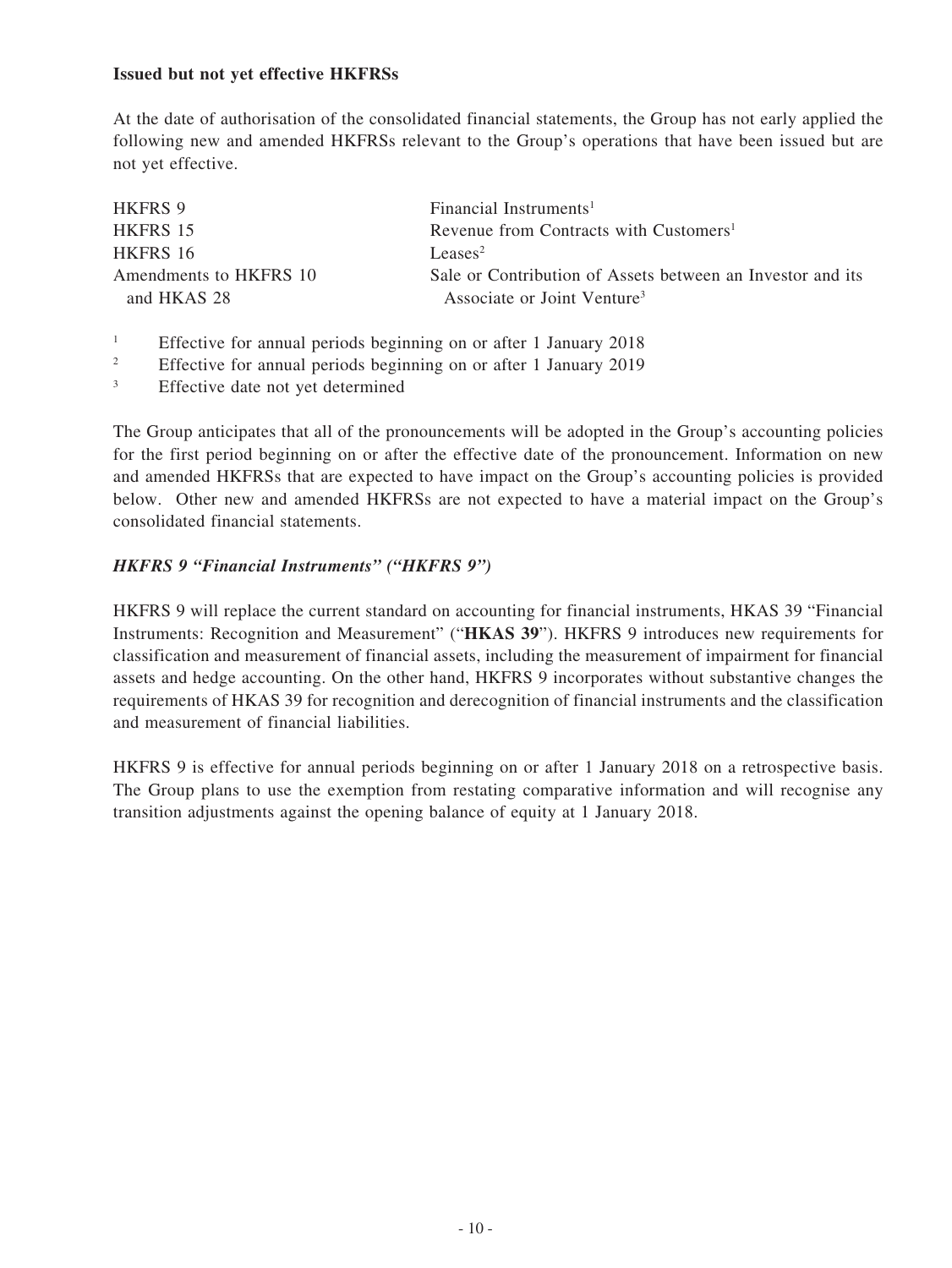**Issued but not yet effective HKFRSs**

At the date of authorisation of the consolidated financial statements, the Group has not early applied the following new and amended HKFRSs relevant to the Group's operations that have been issued but are not yet effective.

| | |
|---|---|
| HKFRS 9 | Financial Instruments[1] |
| HKFRS 15 | Revenue from Contracts with Customers[1] |
| HKFRS 16 | Leases[2] |
| Amendments to HKFRS 10 and HKAS 28 | Sale or Contribution of Assets between an Investor and its Associate or Joint Venture[3] |

[1] Effective for annual periods beginning on or after 1 January 2018

[2] Effective for annual periods beginning on or after 1 January 2019

[3] Effective date not yet determined

The Group anticipates that all of the pronouncements will be adopted in the Group's accounting policies for the first period beginning on or after the effective date of the pronouncement. Information on new and amended HKFRSs that are expected to have impact on the Group's accounting policies is provided below. Other new and amended HKFRSs are not expected to have a material impact on the Group's consolidated financial statements.

***HKFRS 9 "Financial Instruments" ("HKFRS 9")***

HKFRS 9 will replace the current standard on accounting for financial instruments, HKAS 39 "Financial Instruments: Recognition and Measurement" ("**HKAS 39**"). HKFRS 9 introduces new requirements for classification and measurement of financial assets, including the measurement of impairment for financial assets and hedge accounting. On the other hand, HKFRS 9 incorporates without substantive changes the requirements of HKAS 39 for recognition and derecognition of financial instruments and the classification and measurement of financial liabilities.

HKFRS 9 is effective for annual periods beginning on or after 1 January 2018 on a retrospective basis. The Group plans to use the exemption from restating comparative information and will recognise any transition adjustments against the opening balance of equity at 1 January 2018.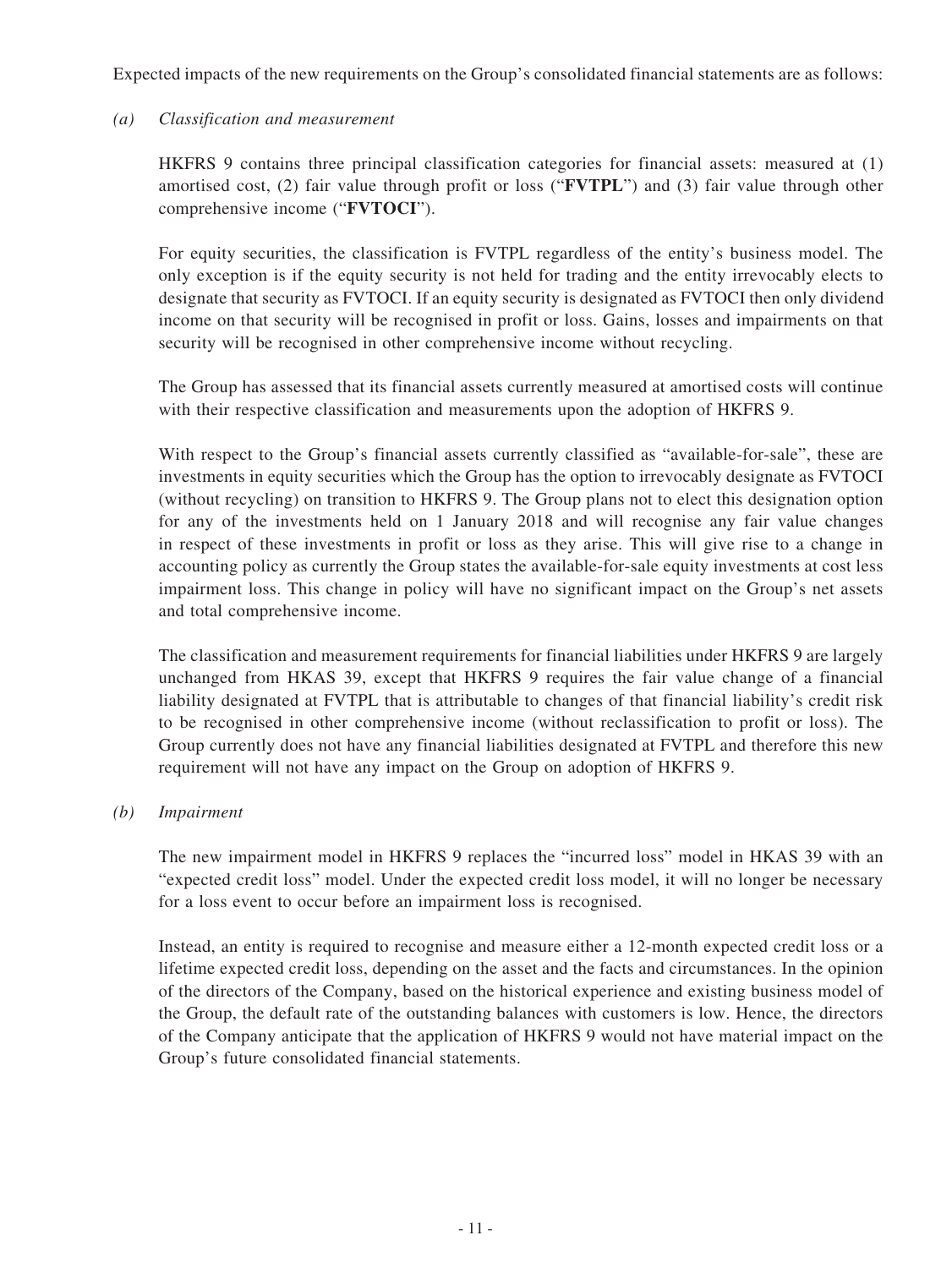Expected impacts of the new requirements on the Group's consolidated financial statements are as follows:

*(a) Classification and measurement*

HKFRS 9 contains three principal classification categories for financial assets: measured at (1) amortised cost, (2) fair value through profit or loss ("**FVTPL**") and (3) fair value through other comprehensive income ("**FVTOCI**").

For equity securities, the classification is FVTPL regardless of the entity's business model. The only exception is if the equity security is not held for trading and the entity irrevocably elects to designate that security as FVTOCI. If an equity security is designated as FVTOCI then only dividend income on that security will be recognised in profit or loss. Gains, losses and impairments on that security will be recognised in other comprehensive income without recycling.

The Group has assessed that its financial assets currently measured at amortised costs will continue with their respective classification and measurements upon the adoption of HKFRS 9.

With respect to the Group's financial assets currently classified as "available-for-sale", these are investments in equity securities which the Group has the option to irrevocably designate as FVTOCI (without recycling) on transition to HKFRS 9. The Group plans not to elect this designation option for any of the investments held on 1 January 2018 and will recognise any fair value changes in respect of these investments in profit or loss as they arise. This will give rise to a change in accounting policy as currently the Group states the available-for-sale equity investments at cost less impairment loss. This change in policy will have no significant impact on the Group's net assets and total comprehensive income.

The classification and measurement requirements for financial liabilities under HKFRS 9 are largely unchanged from HKAS 39, except that HKFRS 9 requires the fair value change of a financial liability designated at FVTPL that is attributable to changes of that financial liability's credit risk to be recognised in other comprehensive income (without reclassification to profit or loss). The Group currently does not have any financial liabilities designated at FVTPL and therefore this new requirement will not have any impact on the Group on adoption of HKFRS 9.

*(b) Impairment*

The new impairment model in HKFRS 9 replaces the "incurred loss" model in HKAS 39 with an "expected credit loss" model. Under the expected credit loss model, it will no longer be necessary for a loss event to occur before an impairment loss is recognised.

Instead, an entity is required to recognise and measure either a 12-month expected credit loss or a lifetime expected credit loss, depending on the asset and the facts and circumstances. In the opinion of the directors of the Company, based on the historical experience and existing business model of the Group, the default rate of the outstanding balances with customers is low. Hence, the directors of the Company anticipate that the application of HKFRS 9 would not have material impact on the Group's future consolidated financial statements.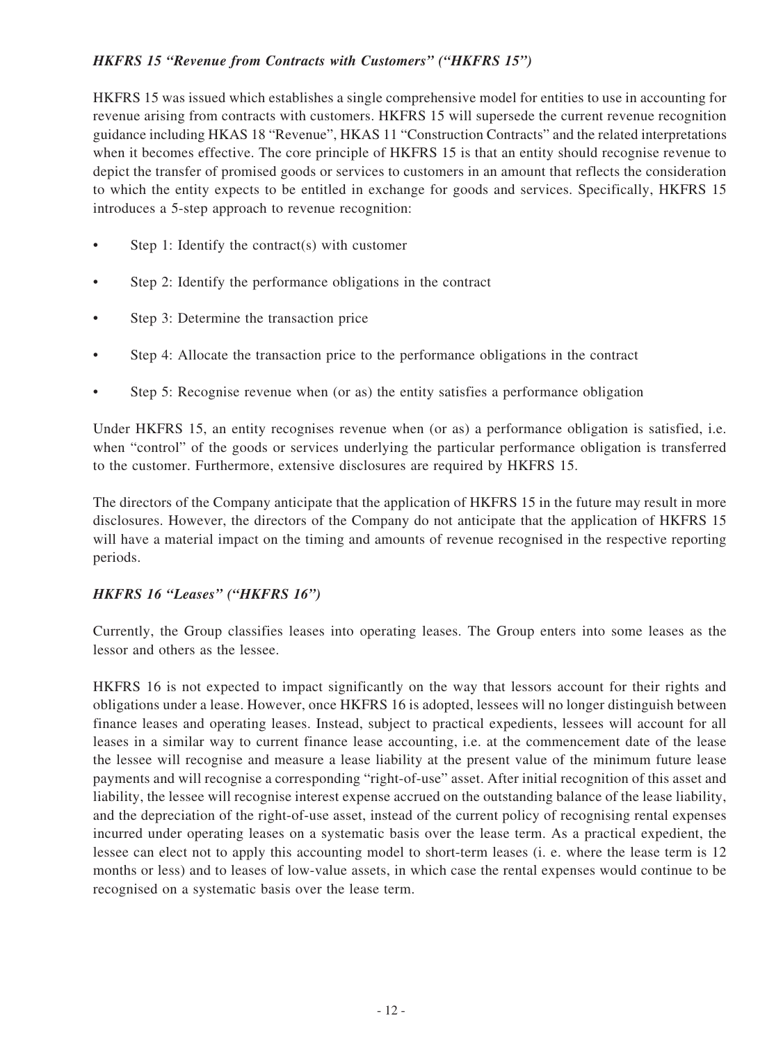### *HKFRS 15 "Revenue from Contracts with Customers" ("HKFRS 15")*

HKFRS 15 was issued which establishes a single comprehensive model for entities to use in accounting for revenue arising from contracts with customers. HKFRS 15 will supersede the current revenue recognition guidance including HKAS 18 "Revenue", HKAS 11 "Construction Contracts" and the related interpretations when it becomes effective. The core principle of HKFRS 15 is that an entity should recognise revenue to depict the transfer of promised goods or services to customers in an amount that reflects the consideration to which the entity expects to be entitled in exchange for goods and services. Specifically, HKFRS 15 introduces a 5-step approach to revenue recognition:

- Step 1: Identify the contract(s) with customer
- Step 2: Identify the performance obligations in the contract
- Step 3: Determine the transaction price
- Step 4: Allocate the transaction price to the performance obligations in the contract
- Step 5: Recognise revenue when (or as) the entity satisfies a performance obligation

Under HKFRS 15, an entity recognises revenue when (or as) a performance obligation is satisfied, i.e. when "control" of the goods or services underlying the particular performance obligation is transferred to the customer. Furthermore, extensive disclosures are required by HKFRS 15.

The directors of the Company anticipate that the application of HKFRS 15 in the future may result in more disclosures. However, the directors of the Company do not anticipate that the application of HKFRS 15 will have a material impact on the timing and amounts of revenue recognised in the respective reporting periods.

### *HKFRS 16 "Leases" ("HKFRS 16")*

Currently, the Group classifies leases into operating leases. The Group enters into some leases as the lessor and others as the lessee.

HKFRS 16 is not expected to impact significantly on the way that lessors account for their rights and obligations under a lease. However, once HKFRS 16 is adopted, lessees will no longer distinguish between finance leases and operating leases. Instead, subject to practical expedients, lessees will account for all leases in a similar way to current finance lease accounting, i.e. at the commencement date of the lease the lessee will recognise and measure a lease liability at the present value of the minimum future lease payments and will recognise a corresponding "right-of-use" asset. After initial recognition of this asset and liability, the lessee will recognise interest expense accrued on the outstanding balance of the lease liability, and the depreciation of the right-of-use asset, instead of the current policy of recognising rental expenses incurred under operating leases on a systematic basis over the lease term. As a practical expedient, the lessee can elect not to apply this accounting model to short-term leases (i. e. where the lease term is 12 months or less) and to leases of low-value assets, in which case the rental expenses would continue to be recognised on a systematic basis over the lease term.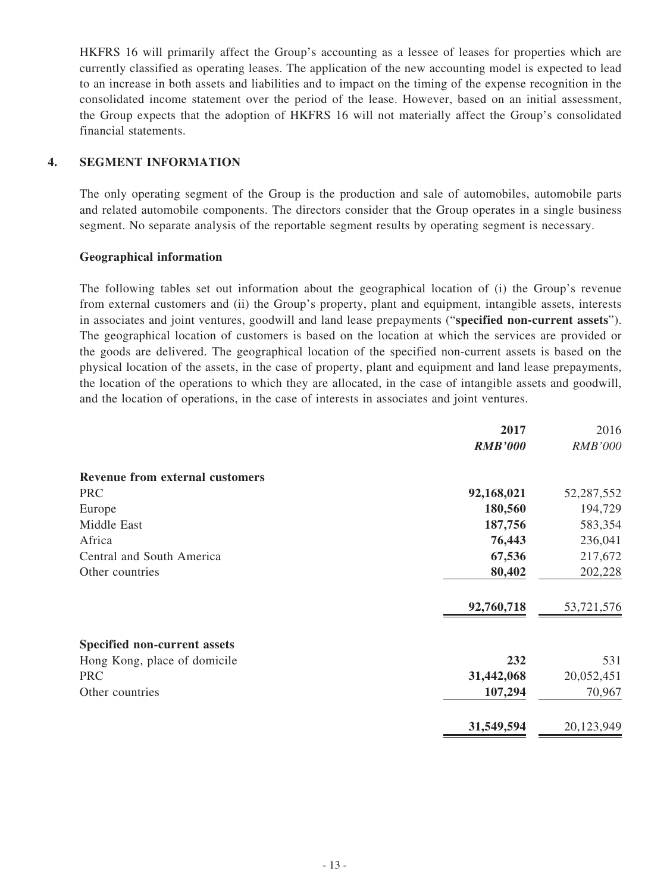HKFRS 16 will primarily affect the Group's accounting as a lessee of leases for properties which are currently classified as operating leases. The application of the new accounting model is expected to lead to an increase in both assets and liabilities and to impact on the timing of the expense recognition in the consolidated income statement over the period of the lease. However, based on an initial assessment, the Group expects that the adoption of HKFRS 16 will not materially affect the Group's consolidated financial statements.

## 4. SEGMENT INFORMATION

The only operating segment of the Group is the production and sale of automobiles, automobile parts and related automobile components. The directors consider that the Group operates in a single business segment. No separate analysis of the reportable segment results by operating segment is necessary.

### Geographical information

The following tables set out information about the geographical location of (i) the Group's revenue from external customers and (ii) the Group's property, plant and equipment, intangible assets, interests in associates and joint ventures, goodwill and land lease prepayments ("**specified non-current assets**"). The geographical location of customers is based on the location at which the services are provided or the goods are delivered. The geographical location of the specified non-current assets is based on the physical location of the assets, in the case of property, plant and equipment and land lease prepayments, the location of the operations to which they are allocated, in the case of intangible assets and goodwill, and the location of operations, in the case of interests in associates and joint ventures.

| | **2017** | 2016 |
|---|---|---|
| | ***RMB'000*** | *RMB'000* |
| **Revenue from external customers** | | |
| PRC | **92,168,021** | 52,287,552 |
| Europe | **180,560** | 194,729 |
| Middle East | **187,756** | 583,354 |
| Africa | **76,443** | 236,041 |
| Central and South America | **67,536** | 217,672 |
| Other countries | **80,402** | 202,228 |
| | **92,760,718** | 53,721,576 |
| **Specified non-current assets** | | |
| Hong Kong, place of domicile | **232** | 531 |
| PRC | **31,442,068** | 20,052,451 |
| Other countries | **107,294** | 70,967 |
| | **31,549,594** | 20,123,949 |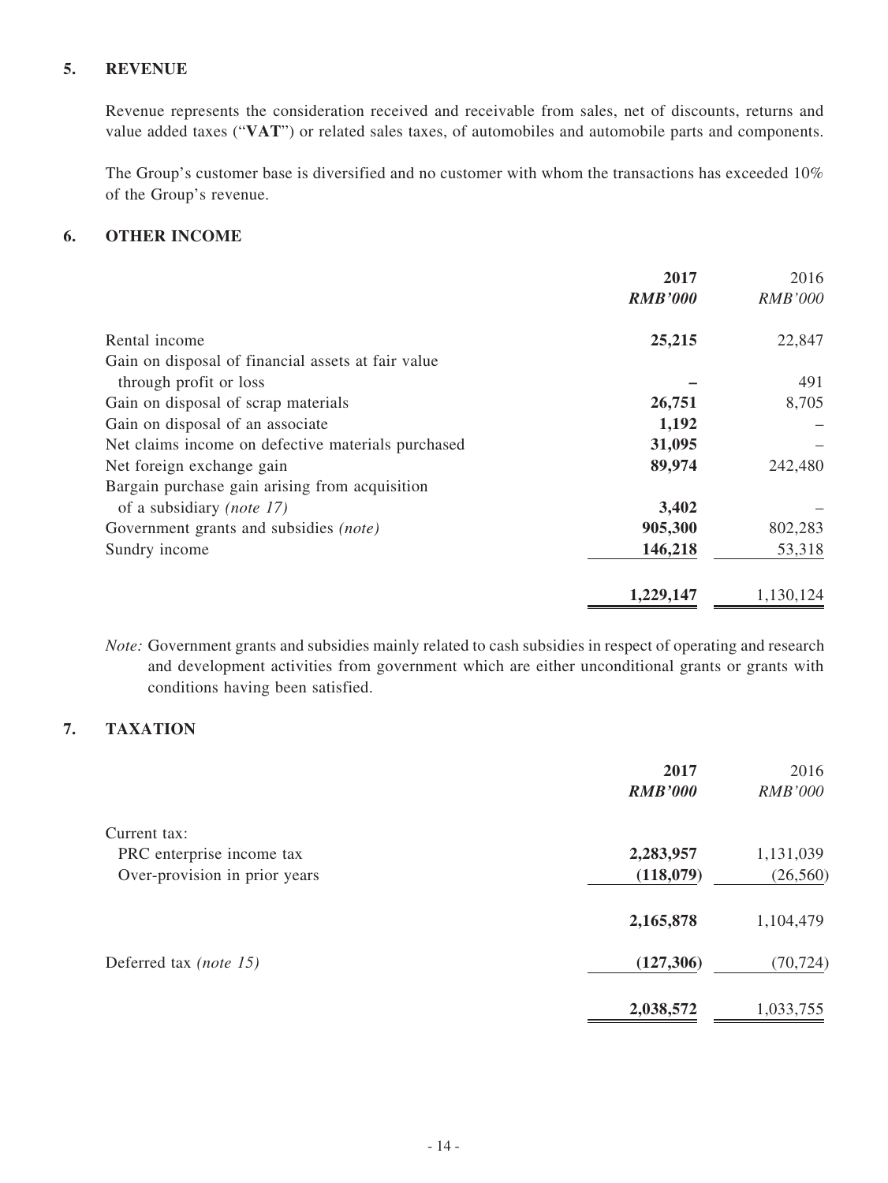## 5. REVENUE

Revenue represents the consideration received and receivable from sales, net of discounts, returns and value added taxes ("**VAT**") or related sales taxes, of automobiles and automobile parts and components.

The Group's customer base is diversified and no customer with whom the transactions has exceeded 10% of the Group's revenue.

## 6. OTHER INCOME

| | **2017** | 2016 |
|---|---|---|
| | ***RMB'000*** | *RMB'000* |
| Rental income | **25,215** | 22,847 |
| Gain on disposal of financial assets at fair value through profit or loss | **–** | 491 |
| Gain on disposal of scrap materials | **26,751** | 8,705 |
| Gain on disposal of an associate | **1,192** | – |
| Net claims income on defective materials purchased | **31,095** | – |
| Net foreign exchange gain | **89,974** | 242,480 |
| Bargain purchase gain arising from acquisition of a subsidiary *(note 17)* | **3,402** | – |
| Government grants and subsidies *(note)* | **905,300** | 802,283 |
| Sundry income | **146,218** | 53,318 |
| | **1,229,147** | 1,130,124 |

*Note:* Government grants and subsidies mainly related to cash subsidies in respect of operating and research and development activities from government which are either unconditional grants or grants with conditions having been satisfied.

## 7. TAXATION

| | **2017** | 2016 |
|---|---|---|
| | ***RMB'000*** | *RMB'000* |
| Current tax: | | |
| PRC enterprise income tax | **2,283,957** | 1,131,039 |
| Over-provision in prior years | **(118,079)** | (26,560) |
| | **2,165,878** | 1,104,479 |
| Deferred tax *(note 15)* | **(127,306)** | (70,724) |
| | **2,038,572** | 1,033,755 |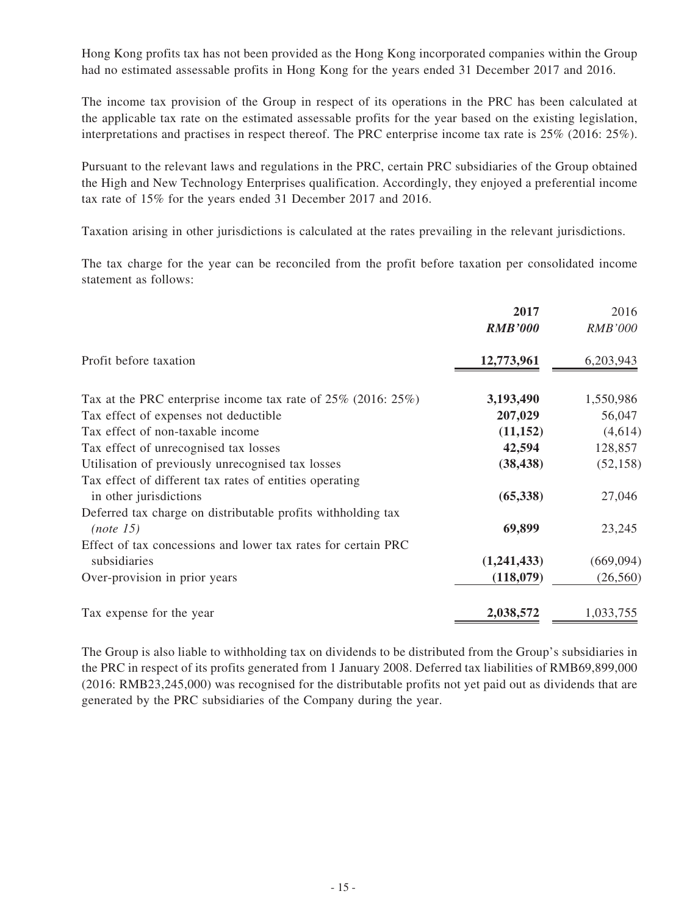Hong Kong profits tax has not been provided as the Hong Kong incorporated companies within the Group had no estimated assessable profits in Hong Kong for the years ended 31 December 2017 and 2016.

The income tax provision of the Group in respect of its operations in the PRC has been calculated at the applicable tax rate on the estimated assessable profits for the year based on the existing legislation, interpretations and practises in respect thereof. The PRC enterprise income tax rate is 25% (2016: 25%).

Pursuant to the relevant laws and regulations in the PRC, certain PRC subsidiaries of the Group obtained the High and New Technology Enterprises qualification. Accordingly, they enjoyed a preferential income tax rate of 15% for the years ended 31 December 2017 and 2016.

Taxation arising in other jurisdictions is calculated at the rates prevailing in the relevant jurisdictions.

The tax charge for the year can be reconciled from the profit before taxation per consolidated income statement as follows:

| | **2017** | 2016 |
|---|---|---|
| | ***RMB'000*** | *RMB'000* |
| Profit before taxation | **12,773,961** | 6,203,943 |
| Tax at the PRC enterprise income tax rate of 25% (2016: 25%) | **3,193,490** | 1,550,986 |
| Tax effect of expenses not deductible | **207,029** | 56,047 |
| Tax effect of non-taxable income | **(11,152)** | (4,614) |
| Tax effect of unrecognised tax losses | **42,594** | 128,857 |
| Utilisation of previously unrecognised tax losses | **(38,438)** | (52,158) |
| Tax effect of different tax rates of entities operating in other jurisdictions | **(65,338)** | 27,046 |
| Deferred tax charge on distributable profits withholding tax *(note 15)* | **69,899** | 23,245 |
| Effect of tax concessions and lower tax rates for certain PRC subsidiaries | **(1,241,433)** | (669,094) |
| Over-provision in prior years | **(118,079)** | (26,560) |
| Tax expense for the year | **2,038,572** | 1,033,755 |

The Group is also liable to withholding tax on dividends to be distributed from the Group's subsidiaries in the PRC in respect of its profits generated from 1 January 2008. Deferred tax liabilities of RMB69,899,000 (2016: RMB23,245,000) was recognised for the distributable profits not yet paid out as dividends that are generated by the PRC subsidiaries of the Company during the year.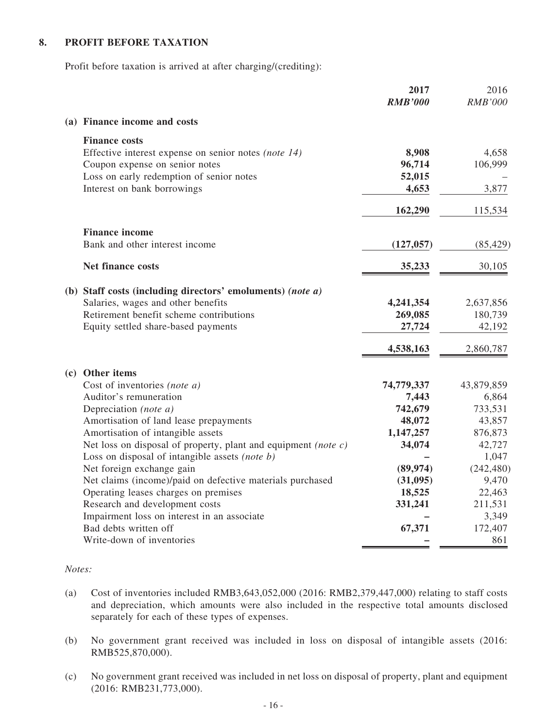## 8. PROFIT BEFORE TAXATION

Profit before taxation is arrived at after charging/(crediting):

| | **2017** | 2016 |
|---|---|---|
| | ***RMB'000*** | *RMB'000* |
| **(a) Finance income and costs** | | |
| **Finance costs** | | |
| Effective interest expense on senior notes *(note 14)* | **8,908** | 4,658 |
| Coupon expense on senior notes | **96,714** | 106,999 |
| Loss on early redemption of senior notes | **52,015** | – |
| Interest on bank borrowings | **4,653** | 3,877 |
| | **162,290** | 115,534 |
| **Finance income** | | |
| Bank and other interest income | **(127,057)** | (85,429) |
| **Net finance costs** | **35,233** | 30,105 |
| **(b) Staff costs (including directors' emoluments)** ***(note a)*** | | |
| Salaries, wages and other benefits | **4,241,354** | 2,637,856 |
| Retirement benefit scheme contributions | **269,085** | 180,739 |
| Equity settled share-based payments | **27,724** | 42,192 |
| | **4,538,163** | 2,860,787 |
| **(c) Other items** | | |
| Cost of inventories *(note a)* | **74,779,337** | 43,879,859 |
| Auditor's remuneration | **7,443** | 6,864 |
| Depreciation *(note a)* | **742,679** | 733,531 |
| Amortisation of land lease prepayments | **48,072** | 43,857 |
| Amortisation of intangible assets | **1,147,257** | 876,873 |
| Net loss on disposal of property, plant and equipment *(note c)* | **34,074** | 42,727 |
| Loss on disposal of intangible assets *(note b)* | **–** | 1,047 |
| Net foreign exchange gain | **(89,974)** | (242,480) |
| Net claims (income)/paid on defective materials purchased | **(31,095)** | 9,470 |
| Operating leases charges on premises | **18,525** | 22,463 |
| Research and development costs | **331,241** | 211,531 |
| Impairment loss on interest in an associate | **–** | 3,349 |
| Bad debts written off | **67,371** | 172,407 |
| Write-down of inventories | **–** | 861 |

*Notes:*

(a) Cost of inventories included RMB3,643,052,000 (2016: RMB2,379,447,000) relating to staff costs and depreciation, which amounts were also included in the respective total amounts disclosed separately for each of these types of expenses.

(b) No government grant received was included in loss on disposal of intangible assets (2016: RMB525,870,000).

(c) No government grant received was included in net loss on disposal of property, plant and equipment (2016: RMB231,773,000).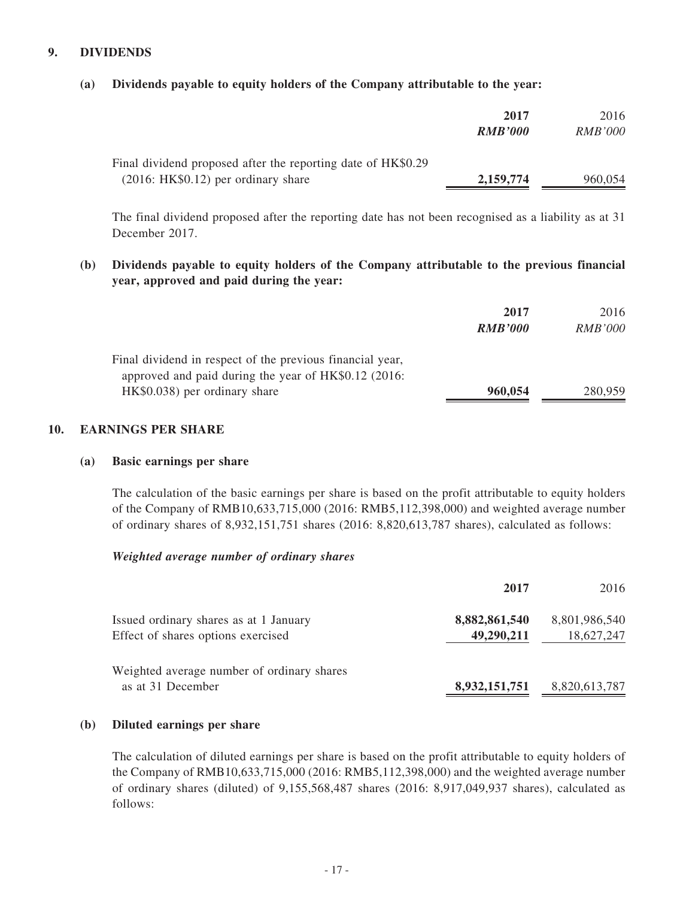## 9. DIVIDENDS

### (a) Dividends payable to equity holders of the Company attributable to the year:

| | **2017** | 2016 |
|---|---|---|
| | ***RMB'000*** | *RMB'000* |
| Final dividend proposed after the reporting date of HK$0.29 (2016: HK$0.12) per ordinary share | **2,159,774** | 960,054 |

The final dividend proposed after the reporting date has not been recognised as a liability as at 31 December 2017.

### (b) Dividends payable to equity holders of the Company attributable to the previous financial year, approved and paid during the year:

| | **2017** | 2016 |
|---|---|---|
| | ***RMB'000*** | *RMB'000* |
| Final dividend in respect of the previous financial year, approved and paid during the year of HK$0.12 (2016: HK$0.038) per ordinary share | **960,054** | 280,959 |

## 10. EARNINGS PER SHARE

### (a) Basic earnings per share

The calculation of the basic earnings per share is based on the profit attributable to equity holders of the Company of RMB10,633,715,000 (2016: RMB5,112,398,000) and weighted average number of ordinary shares of 8,932,151,751 shares (2016: 8,820,613,787 shares), calculated as follows:

***Weighted average number of ordinary shares***

| | **2017** | 2016 |
|---|---|---|
| Issued ordinary shares as at 1 January | **8,882,861,540** | 8,801,986,540 |
| Effect of shares options exercised | **49,290,211** | 18,627,247 |
| Weighted average number of ordinary shares as at 31 December | **8,932,151,751** | 8,820,613,787 |

### (b) Diluted earnings per share

The calculation of diluted earnings per share is based on the profit attributable to equity holders of the Company of RMB10,633,715,000 (2016: RMB5,112,398,000) and the weighted average number of ordinary shares (diluted) of 9,155,568,487 shares (2016: 8,917,049,937 shares), calculated as follows: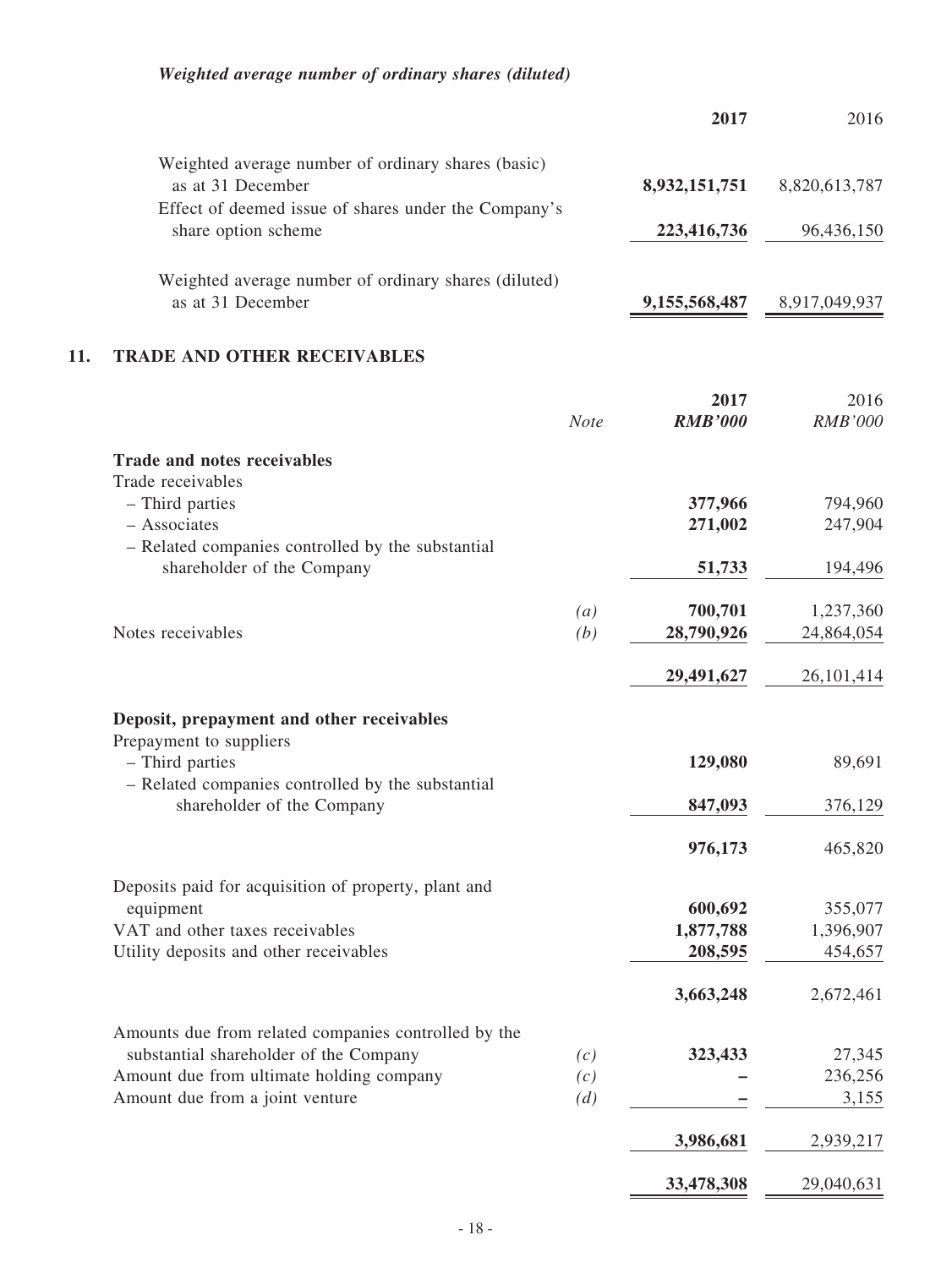***Weighted average number of ordinary shares (diluted)***

| | **2017** | 2016 |
|---|---|---|
| Weighted average number of ordinary shares (basic) as at 31 December | **8,932,151,751** | 8,820,613,787 |
| Effect of deemed issue of shares under the Company's share option scheme | **223,416,736** | 96,436,150 |
| Weighted average number of ordinary shares (diluted) as at 31 December | **9,155,568,487** | 8,917,049,937 |

## 11. TRADE AND OTHER RECEIVABLES

| | *Note* | **2017** ***RMB'000*** | 2016 *RMB'000* |
|---|---|---|---|
| **Trade and notes receivables** | | | |
| Trade receivables | | | |
| – Third parties | | **377,966** | 794,960 |
| – Associates | | **271,002** | 247,904 |
| – Related companies controlled by the substantial shareholder of the Company | | **51,733** | 194,496 |
| | *(a)* | **700,701** | 1,237,360 |
| Notes receivables | *(b)* | **28,790,926** | 24,864,054 |
| | | **29,491,627** | 26,101,414 |
| **Deposit, prepayment and other receivables** | | | |
| Prepayment to suppliers | | | |
| – Third parties | | **129,080** | 89,691 |
| – Related companies controlled by the substantial shareholder of the Company | | **847,093** | 376,129 |
| | | **976,173** | 465,820 |
| Deposits paid for acquisition of property, plant and equipment | | **600,692** | 355,077 |
| VAT and other taxes receivables | | **1,877,788** | 1,396,907 |
| Utility deposits and other receivables | | **208,595** | 454,657 |
| | | **3,663,248** | 2,672,461 |
| Amounts due from related companies controlled by the substantial shareholder of the Company | *(c)* | **323,433** | 27,345 |
| Amount due from ultimate holding company | *(c)* | **–** | 236,256 |
| Amount due from a joint venture | *(d)* | **–** | 3,155 |
| | | **3,986,681** | 2,939,217 |
| | | **33,478,308** | 29,040,631 |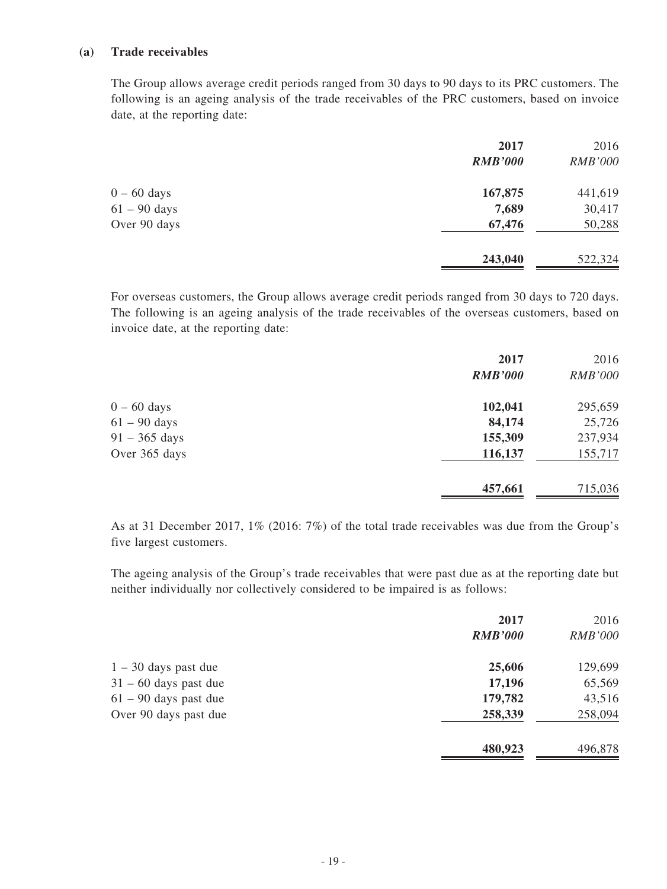**(a) Trade receivables**

The Group allows average credit periods ranged from 30 days to 90 days to its PRC customers. The following is an ageing analysis of the trade receivables of the PRC customers, based on invoice date, at the reporting date:

| | **2017** | 2016 |
|---|---|---|
| | ***RMB'000*** | *RMB'000* |
| 0 – 60 days | **167,875** | 441,619 |
| 61 – 90 days | **7,689** | 30,417 |
| Over 90 days | **67,476** | 50,288 |
| | **243,040** | 522,324 |

For overseas customers, the Group allows average credit periods ranged from 30 days to 720 days. The following is an ageing analysis of the trade receivables of the overseas customers, based on invoice date, at the reporting date:

| | **2017** | 2016 |
|---|---|---|
| | ***RMB'000*** | *RMB'000* |
| 0 – 60 days | **102,041** | 295,659 |
| 61 – 90 days | **84,174** | 25,726 |
| 91 – 365 days | **155,309** | 237,934 |
| Over 365 days | **116,137** | 155,717 |
| | **457,661** | 715,036 |

As at 31 December 2017, 1% (2016: 7%) of the total trade receivables was due from the Group's five largest customers.

The ageing analysis of the Group's trade receivables that were past due as at the reporting date but neither individually nor collectively considered to be impaired is as follows:

| | **2017** | 2016 |
|---|---|---|
| | ***RMB'000*** | *RMB'000* |
| 1 – 30 days past due | **25,606** | 129,699 |
| 31 – 60 days past due | **17,196** | 65,569 |
| 61 – 90 days past due | **179,782** | 43,516 |
| Over 90 days past due | **258,339** | 258,094 |
| | **480,923** | 496,878 |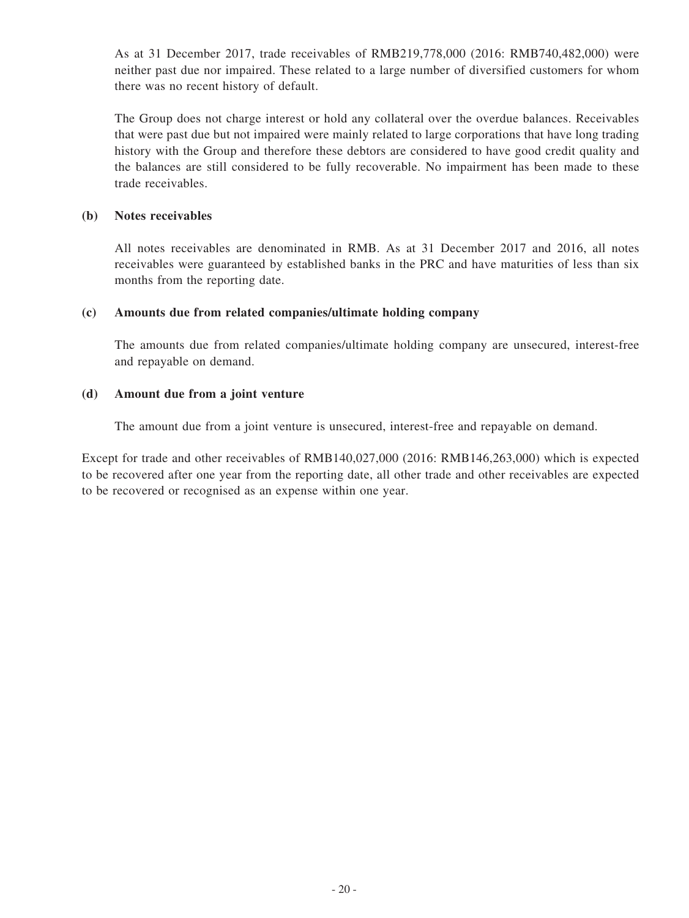As at 31 December 2017, trade receivables of RMB219,778,000 (2016: RMB740,482,000) were neither past due nor impaired. These related to a large number of diversified customers for whom there was no recent history of default.

The Group does not charge interest or hold any collateral over the overdue balances. Receivables that were past due but not impaired were mainly related to large corporations that have long trading history with the Group and therefore these debtors are considered to have good credit quality and the balances are still considered to be fully recoverable. No impairment has been made to these trade receivables.

**(b) Notes receivables**

All notes receivables are denominated in RMB. As at 31 December 2017 and 2016, all notes receivables were guaranteed by established banks in the PRC and have maturities of less than six months from the reporting date.

**(c) Amounts due from related companies/ultimate holding company**

The amounts due from related companies/ultimate holding company are unsecured, interest-free and repayable on demand.

**(d) Amount due from a joint venture**

The amount due from a joint venture is unsecured, interest-free and repayable on demand.

Except for trade and other receivables of RMB140,027,000 (2016: RMB146,263,000) which is expected to be recovered after one year from the reporting date, all other trade and other receivables are expected to be recovered or recognised as an expense within one year.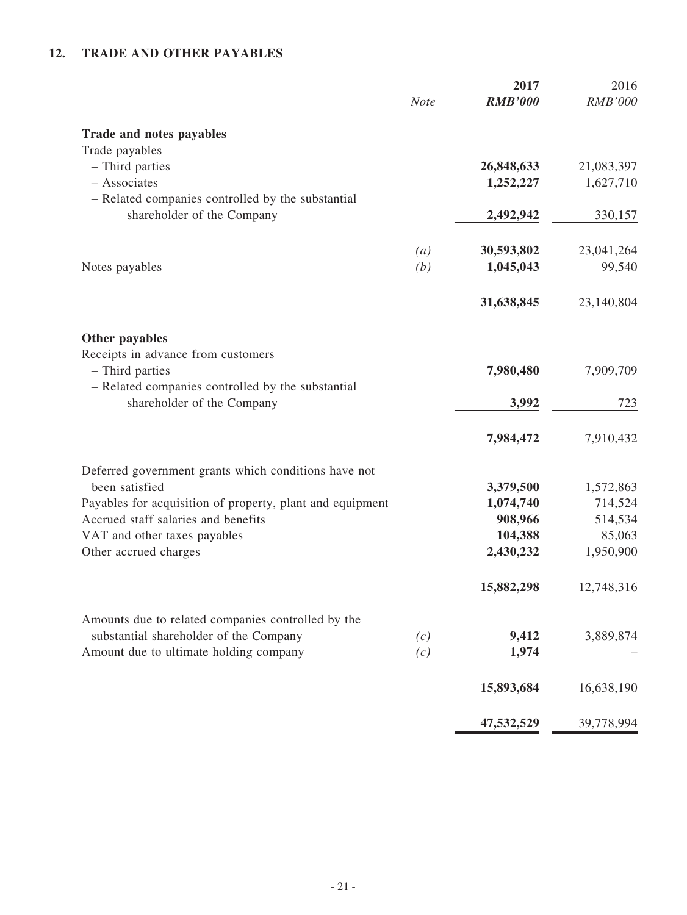## 12. TRADE AND OTHER PAYABLES

| | *Note* | **2017** ***RMB'000*** | 2016 *RMB'000* |
|---|---|---|---|
| **Trade and notes payables** | | | |
| Trade payables | | | |
| – Third parties | | **26,848,633** | 21,083,397 |
| – Associates | | **1,252,227** | 1,627,710 |
| – Related companies controlled by the substantial shareholder of the Company | | **2,492,942** | 330,157 |
| | *(a)* | **30,593,802** | 23,041,264 |
| Notes payables | *(b)* | **1,045,043** | 99,540 |
| | | **31,638,845** | 23,140,804 |
| **Other payables** | | | |
| Receipts in advance from customers | | | |
| – Third parties | | **7,980,480** | 7,909,709 |
| – Related companies controlled by the substantial shareholder of the Company | | **3,992** | 723 |
| | | **7,984,472** | 7,910,432 |
| Deferred government grants which conditions have not been satisfied | | **3,379,500** | 1,572,863 |
| Payables for acquisition of property, plant and equipment | | **1,074,740** | 714,524 |
| Accrued staff salaries and benefits | | **908,966** | 514,534 |
| VAT and other taxes payables | | **104,388** | 85,063 |
| Other accrued charges | | **2,430,232** | 1,950,900 |
| | | **15,882,298** | 12,748,316 |
| Amounts due to related companies controlled by the substantial shareholder of the Company | *(c)* | **9,412** | 3,889,874 |
| Amount due to ultimate holding company | *(c)* | **1,974** | – |
| | | **15,893,684** | 16,638,190 |
| | | **47,532,529** | 39,778,994 |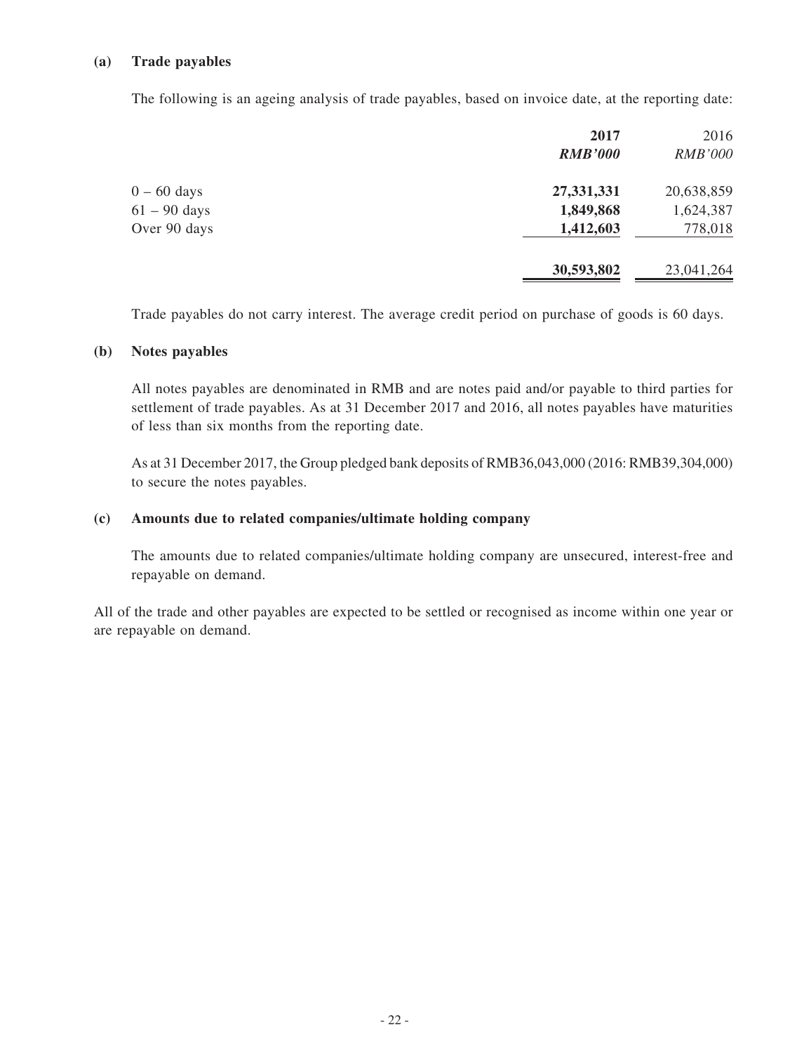**(a) Trade payables**

The following is an ageing analysis of trade payables, based on invoice date, at the reporting date:

| | **2017** | 2016 |
|---|---|---|
| | ***RMB'000*** | *RMB'000* |
| 0 – 60 days | **27,331,331** | 20,638,859 |
| 61 – 90 days | **1,849,868** | 1,624,387 |
| Over 90 days | **1,412,603** | 778,018 |
| | **30,593,802** | 23,041,264 |

Trade payables do not carry interest. The average credit period on purchase of goods is 60 days.

**(b) Notes payables**

All notes payables are denominated in RMB and are notes paid and/or payable to third parties for settlement of trade payables. As at 31 December 2017 and 2016, all notes payables have maturities of less than six months from the reporting date.

As at 31 December 2017, the Group pledged bank deposits of RMB36,043,000 (2016: RMB39,304,000) to secure the notes payables.

**(c) Amounts due to related companies/ultimate holding company**

The amounts due to related companies/ultimate holding company are unsecured, interest-free and repayable on demand.

All of the trade and other payables are expected to be settled or recognised as income within one year or are repayable on demand.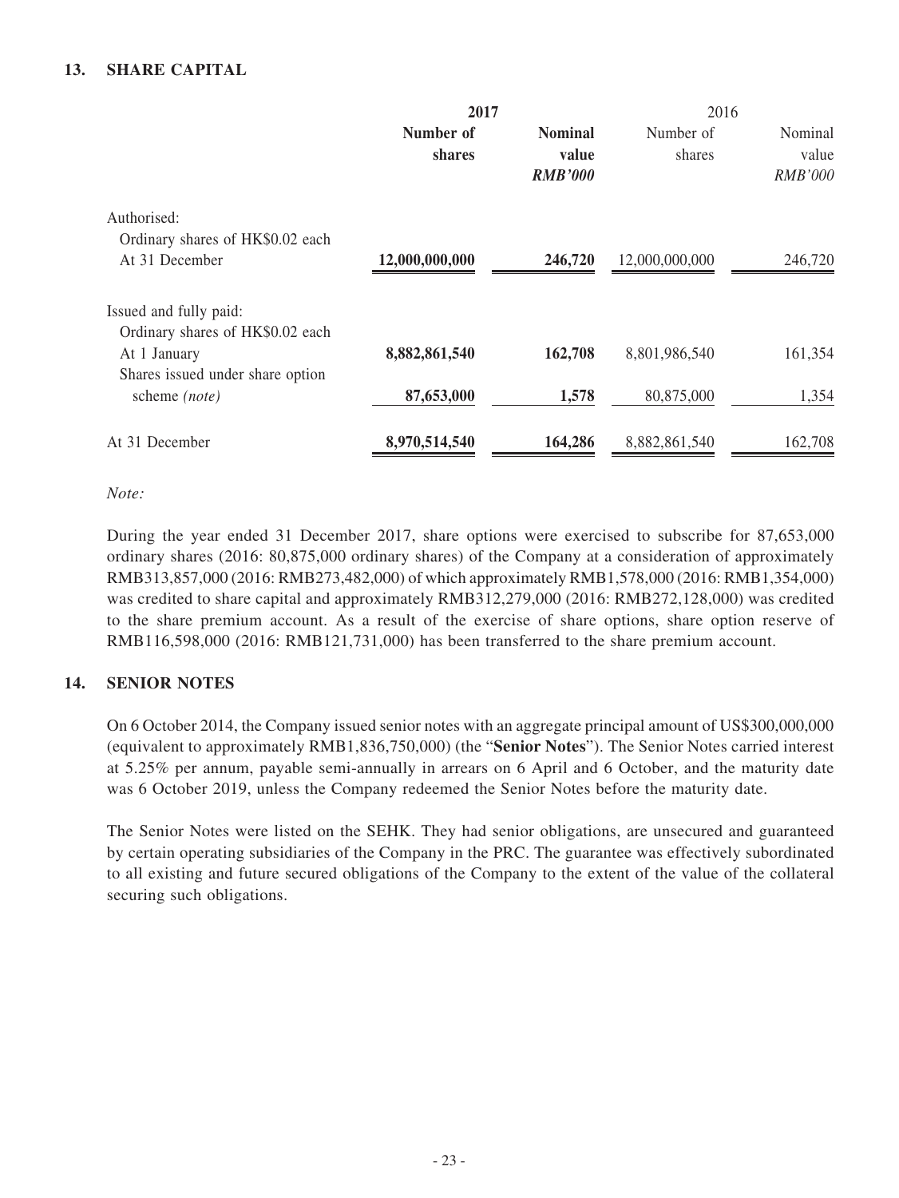## 13. SHARE CAPITAL

| | 2017 | | 2016 | |
|---|---|---|---|---|
| | **Number of shares** | **Nominal value** *RMB'000* | Number of shares | Nominal value *RMB'000* |
| Authorised: | | | | |
| Ordinary shares of HK$0.02 each | | | | |
| At 31 December | **12,000,000,000** | **246,720** | 12,000,000,000 | 246,720 |
| Issued and fully paid: | | | | |
| Ordinary shares of HK$0.02 each | | | | |
| At 1 January | **8,882,861,540** | **162,708** | 8,801,986,540 | 161,354 |
| Shares issued under share option scheme *(note)* | **87,653,000** | **1,578** | 80,875,000 | 1,354 |
| At 31 December | **8,970,514,540** | **164,286** | 8,882,861,540 | 162,708 |

*Note:*

During the year ended 31 December 2017, share options were exercised to subscribe for 87,653,000 ordinary shares (2016: 80,875,000 ordinary shares) of the Company at a consideration of approximately RMB313,857,000 (2016: RMB273,482,000) of which approximately RMB1,578,000 (2016: RMB1,354,000) was credited to share capital and approximately RMB312,279,000 (2016: RMB272,128,000) was credited to the share premium account. As a result of the exercise of share options, share option reserve of RMB116,598,000 (2016: RMB121,731,000) has been transferred to the share premium account.

## 14. SENIOR NOTES

On 6 October 2014, the Company issued senior notes with an aggregate principal amount of US$300,000,000 (equivalent to approximately RMB1,836,750,000) (the "**Senior Notes**"). The Senior Notes carried interest at 5.25% per annum, payable semi-annually in arrears on 6 April and 6 October, and the maturity date was 6 October 2019, unless the Company redeemed the Senior Notes before the maturity date.

The Senior Notes were listed on the SEHK. They had senior obligations, are unsecured and guaranteed by certain operating subsidiaries of the Company in the PRC. The guarantee was effectively subordinated to all existing and future secured obligations of the Company to the extent of the value of the collateral securing such obligations.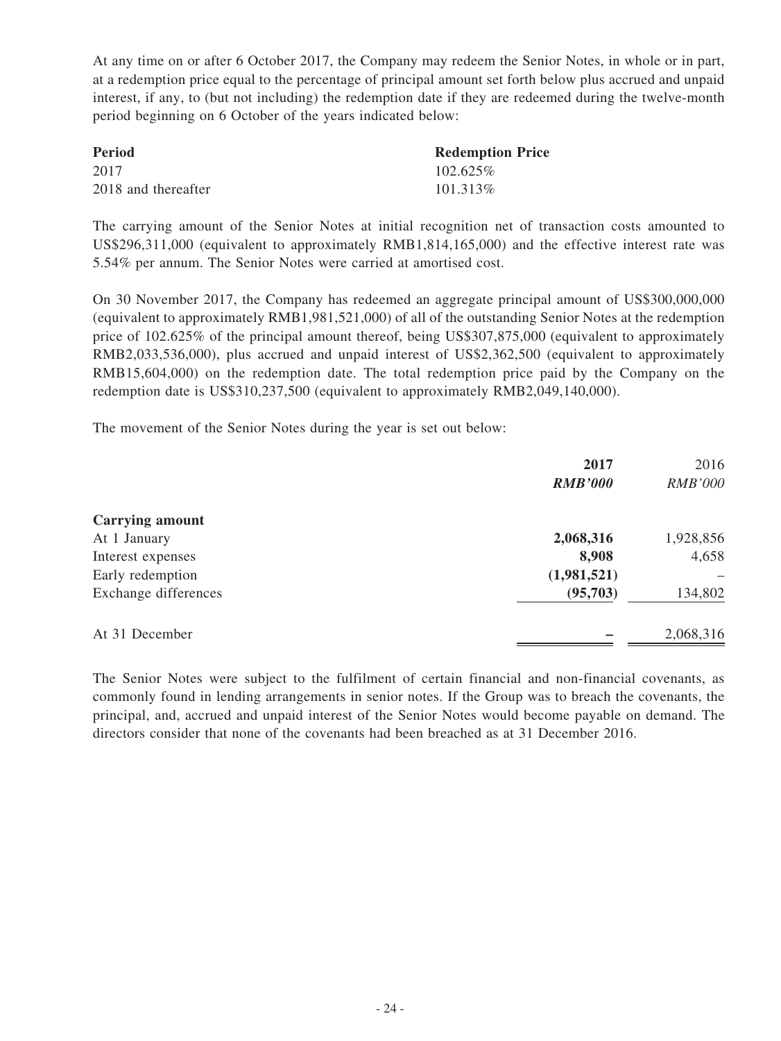At any time on or after 6 October 2017, the Company may redeem the Senior Notes, in whole or in part, at a redemption price equal to the percentage of principal amount set forth below plus accrued and unpaid interest, if any, to (but not including) the redemption date if they are redeemed during the twelve-month period beginning on 6 October of the years indicated below:

| **Period** | **Redemption Price** |
|---|---|
| 2017 | 102.625% |
| 2018 and thereafter | 101.313% |

The carrying amount of the Senior Notes at initial recognition net of transaction costs amounted to US$296,311,000 (equivalent to approximately RMB1,814,165,000) and the effective interest rate was 5.54% per annum. The Senior Notes were carried at amortised cost.

On 30 November 2017, the Company has redeemed an aggregate principal amount of US$300,000,000 (equivalent to approximately RMB1,981,521,000) of all of the outstanding Senior Notes at the redemption price of 102.625% of the principal amount thereof, being US$307,875,000 (equivalent to approximately RMB2,033,536,000), plus accrued and unpaid interest of US$2,362,500 (equivalent to approximately RMB15,604,000) on the redemption date. The total redemption price paid by the Company on the redemption date is US$310,237,500 (equivalent to approximately RMB2,049,140,000).

The movement of the Senior Notes during the year is set out below:

| | **2017** | 2016 |
|---|---|---|
| | ***RMB'000*** | *RMB'000* |
| **Carrying amount** | | |
| At 1 January | **2,068,316** | 1,928,856 |
| Interest expenses | **8,908** | 4,658 |
| Early redemption | **(1,981,521)** | – |
| Exchange differences | **(95,703)** | 134,802 |
| At 31 December | **–** | 2,068,316 |

The Senior Notes were subject to the fulfilment of certain financial and non-financial covenants, as commonly found in lending arrangements in senior notes. If the Group was to breach the covenants, the principal, and, accrued and unpaid interest of the Senior Notes would become payable on demand. The directors consider that none of the covenants had been breached as at 31 December 2016.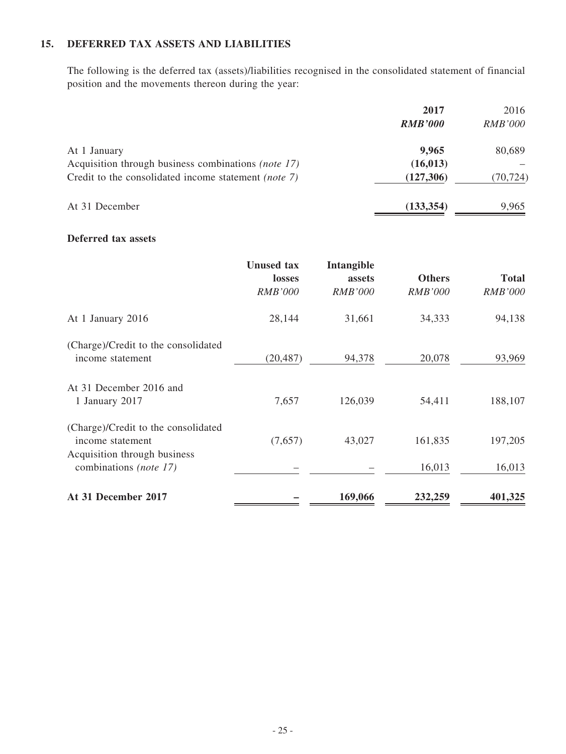## 15. DEFERRED TAX ASSETS AND LIABILITIES

The following is the deferred tax (assets)/liabilities recognised in the consolidated statement of financial position and the movements thereon during the year:

| | **2017** | 2016 |
|---|---|---|
| | ***RMB'000*** | *RMB'000* |
| At 1 January | **9,965** | 80,689 |
| Acquisition through business combinations *(note 17)* | **(16,013)** | – |
| Credit to the consolidated income statement *(note 7)* | **(127,306)** | (70,724) |
| At 31 December | **(133,354)** | 9,965 |

**Deferred tax assets**

| | **Unused tax losses** | **Intangible assets** | **Others** | **Total** |
|---|---|---|---|---|
| | *RMB'000* | *RMB'000* | *RMB'000* | *RMB'000* |
| At 1 January 2016 | 28,144 | 31,661 | 34,333 | 94,138 |
| (Charge)/Credit to the consolidated income statement | (20,487) | 94,378 | 20,078 | 93,969 |
| At 31 December 2016 and 1 January 2017 | 7,657 | 126,039 | 54,411 | 188,107 |
| (Charge)/Credit to the consolidated income statement | (7,657) | 43,027 | 161,835 | 197,205 |
| Acquisition through business combinations *(note 17)* | – | – | 16,013 | 16,013 |
| **At 31 December 2017** | **–** | **169,066** | **232,259** | **401,325** |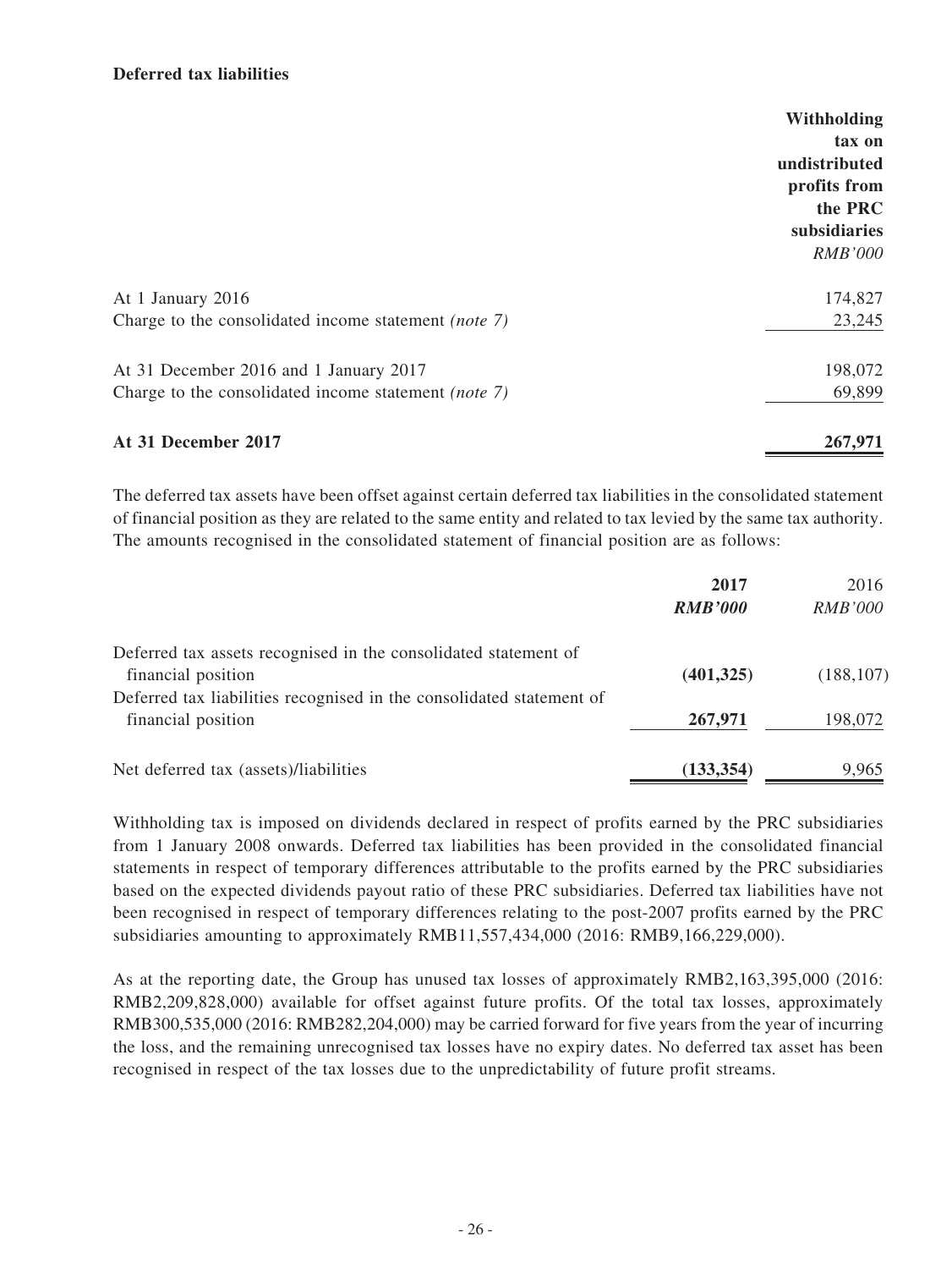**Deferred tax liabilities**

| | Withholding tax on undistributed profits from the PRC subsidiaries |
|---|---|
| | *RMB'000* |
| At 1 January 2016 | 174,827 |
| Charge to the consolidated income statement *(note 7)* | 23,245 |
| At 31 December 2016 and 1 January 2017 | 198,072 |
| Charge to the consolidated income statement *(note 7)* | 69,899 |
| **At 31 December 2017** | **267,971** |

The deferred tax assets have been offset against certain deferred tax liabilities in the consolidated statement of financial position as they are related to the same entity and related to tax levied by the same tax authority. The amounts recognised in the consolidated statement of financial position are as follows:

| | **2017** | 2016 |
|---|---|---|
| | ***RMB'000*** | *RMB'000* |
| Deferred tax assets recognised in the consolidated statement of financial position | **(401,325)** | (188,107) |
| Deferred tax liabilities recognised in the consolidated statement of financial position | **267,971** | 198,072 |
| Net deferred tax (assets)/liabilities | **(133,354)** | 9,965 |

Withholding tax is imposed on dividends declared in respect of profits earned by the PRC subsidiaries from 1 January 2008 onwards. Deferred tax liabilities has been provided in the consolidated financial statements in respect of temporary differences attributable to the profits earned by the PRC subsidiaries based on the expected dividends payout ratio of these PRC subsidiaries. Deferred tax liabilities have not been recognised in respect of temporary differences relating to the post-2007 profits earned by the PRC subsidiaries amounting to approximately RMB11,557,434,000 (2016: RMB9,166,229,000).

As at the reporting date, the Group has unused tax losses of approximately RMB2,163,395,000 (2016: RMB2,209,828,000) available for offset against future profits. Of the total tax losses, approximately RMB300,535,000 (2016: RMB282,204,000) may be carried forward for five years from the year of incurring the loss, and the remaining unrecognised tax losses have no expiry dates. No deferred tax asset has been recognised in respect of the tax losses due to the unpredictability of future profit streams.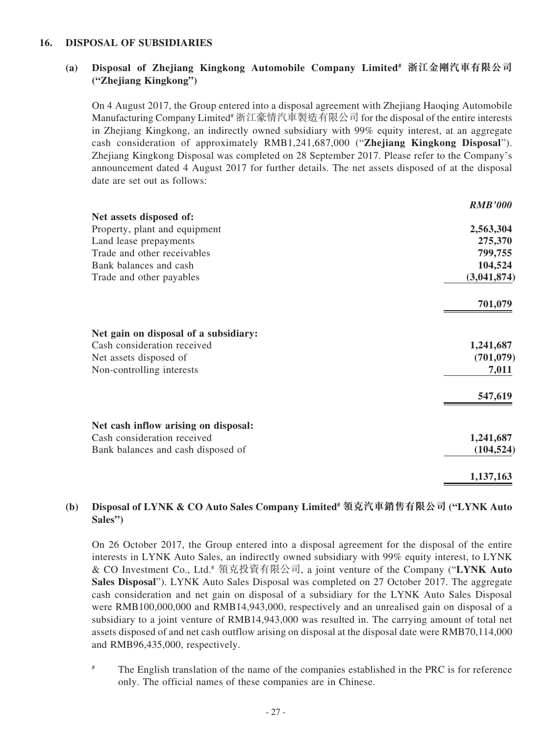## 16. DISPOSAL OF SUBSIDIARIES

### (a) Disposal of Zhejiang Kingkong Automobile Company Limited[#] 浙江金剛汽車有限公司 ("Zhejiang Kingkong")

On 4 August 2017, the Group entered into a disposal agreement with Zhejiang Haoqing Automobile Manufacturing Company Limited[#] 浙江豪情汽車製造有限公司 for the disposal of the entire interests in Zhejiang Kingkong, an indirectly owned subsidiary with 99% equity interest, at an aggregate cash consideration of approximately RMB1,241,687,000 ("**Zhejiang Kingkong Disposal**"). Zhejiang Kingkong Disposal was completed on 28 September 2017. Please refer to the Company's announcement dated 4 August 2017 for further details. The net assets disposed of at the disposal date are set out as follows:

| | ***RMB'000*** |
|---|---|
| **Net assets disposed of:** | |
| Property, plant and equipment | **2,563,304** |
| Land lease prepayments | **275,370** |
| Trade and other receivables | **799,755** |
| Bank balances and cash | **104,524** |
| Trade and other payables | **(3,041,874)** |
| | **701,079** |
| **Net gain on disposal of a subsidiary:** | |
| Cash consideration received | **1,241,687** |
| Net assets disposed of | **(701,079)** |
| Non-controlling interests | **7,011** |
| | **547,619** |
| **Net cash inflow arising on disposal:** | |
| Cash consideration received | **1,241,687** |
| Bank balances and cash disposed of | **(104,524)** |
| | **1,137,163** |

### (b) Disposal of LYNK & CO Auto Sales Company Limited[#] 領克汽車銷售有限公司 ("LYNK Auto Sales")

On 26 October 2017, the Group entered into a disposal agreement for the disposal of the entire interests in LYNK Auto Sales, an indirectly owned subsidiary with 99% equity interest, to LYNK & CO Investment Co., Ltd.[#] 領克投資有限公司, a joint venture of the Company ("**LYNK Auto Sales Disposal**"). LYNK Auto Sales Disposal was completed on 27 October 2017. The aggregate cash consideration and net gain on disposal of a subsidiary for the LYNK Auto Sales Disposal were RMB100,000,000 and RMB14,943,000, respectively and an unrealised gain on disposal of a subsidiary to a joint venture of RMB14,943,000 was resulted in. The carrying amount of total net assets disposed of and net cash outflow arising on disposal at the disposal date were RMB70,114,000 and RMB96,435,000, respectively.

[#] The English translation of the name of the companies established in the PRC is for reference only. The official names of these companies are in Chinese.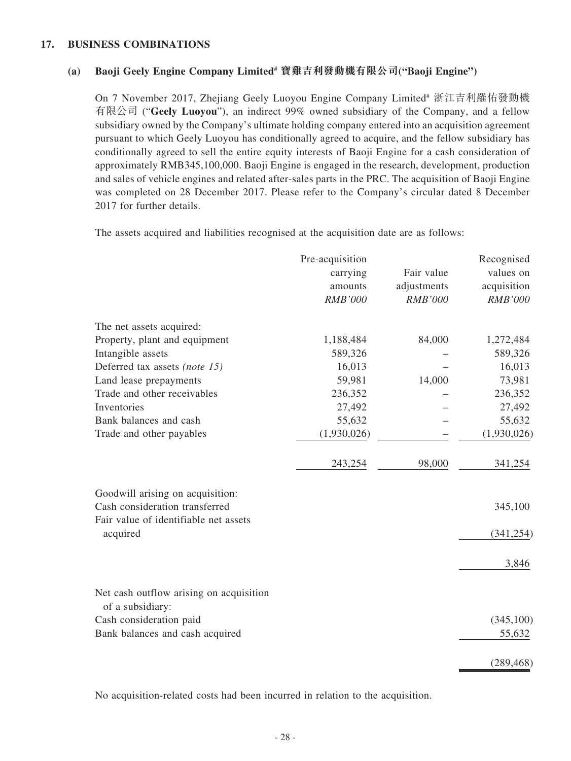## 17. BUSINESS COMBINATIONS

### (a) Baoji Geely Engine Company Limited# 寶雞吉利發動機有限公司("Baoji Engine")

On 7 November 2017, Zhejiang Geely Luoyou Engine Company Limited# 浙江吉利羅佑發動機有限公司 ("**Geely Luoyou**"), an indirect 99% owned subsidiary of the Company, and a fellow subsidiary owned by the Company's ultimate holding company entered into an acquisition agreement pursuant to which Geely Luoyou has conditionally agreed to acquire, and the fellow subsidiary has conditionally agreed to sell the entire equity interests of Baoji Engine for a cash consideration of approximately RMB345,100,000. Baoji Engine is engaged in the research, development, production and sales of vehicle engines and related after-sales parts in the PRC. The acquisition of Baoji Engine was completed on 28 December 2017. Please refer to the Company's circular dated 8 December 2017 for further details.

The assets acquired and liabilities recognised at the acquisition date are as follows:

| | Pre-acquisition carrying amounts *RMB'000* | Fair value adjustments *RMB'000* | Recognised values on acquisition *RMB'000* |
|---|---|---|---|
| The net assets acquired: | | | |
| Property, plant and equipment | 1,188,484 | 84,000 | 1,272,484 |
| Intangible assets | 589,326 | – | 589,326 |
| Deferred tax assets *(note 15)* | 16,013 | – | 16,013 |
| Land lease prepayments | 59,981 | 14,000 | 73,981 |
| Trade and other receivables | 236,352 | – | 236,352 |
| Inventories | 27,492 | – | 27,492 |
| Bank balances and cash | 55,632 | – | 55,632 |
| Trade and other payables | (1,930,026) | – | (1,930,026) |
| | 243,254 | 98,000 | 341,254 |
| Goodwill arising on acquisition: | | | |
| Cash consideration transferred | | | 345,100 |
| Fair value of identifiable net assets acquired | | | (341,254) |
| | | | 3,846 |
| Net cash outflow arising on acquisition of a subsidiary: | | | |
| Cash consideration paid | | | (345,100) |
| Bank balances and cash acquired | | | 55,632 |
| | | | (289,468) |

No acquisition-related costs had been incurred in relation to the acquisition.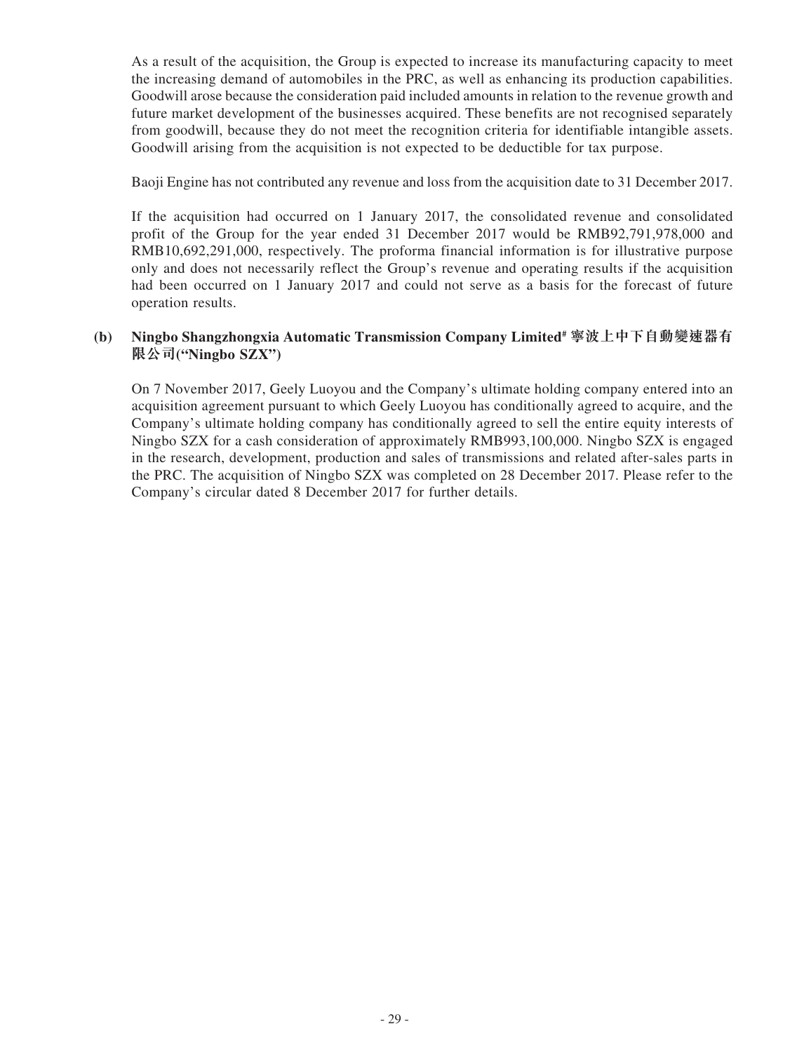As a result of the acquisition, the Group is expected to increase its manufacturing capacity to meet the increasing demand of automobiles in the PRC, as well as enhancing its production capabilities. Goodwill arose because the consideration paid included amounts in relation to the revenue growth and future market development of the businesses acquired. These benefits are not recognised separately from goodwill, because they do not meet the recognition criteria for identifiable intangible assets. Goodwill arising from the acquisition is not expected to be deductible for tax purpose.

Baoji Engine has not contributed any revenue and loss from the acquisition date to 31 December 2017.

If the acquisition had occurred on 1 January 2017, the consolidated revenue and consolidated profit of the Group for the year ended 31 December 2017 would be RMB92,791,978,000 and RMB10,692,291,000, respectively. The proforma financial information is for illustrative purpose only and does not necessarily reflect the Group's revenue and operating results if the acquisition had been occurred on 1 January 2017 and could not serve as a basis for the forecast of future operation results.

**(b) Ningbo Shangzhongxia Automatic Transmission Company Limited# 寧波上中下自動變速器有限公司("Ningbo SZX")**

On 7 November 2017, Geely Luoyou and the Company's ultimate holding company entered into an acquisition agreement pursuant to which Geely Luoyou has conditionally agreed to acquire, and the Company's ultimate holding company has conditionally agreed to sell the entire equity interests of Ningbo SZX for a cash consideration of approximately RMB993,100,000. Ningbo SZX is engaged in the research, development, production and sales of transmissions and related after-sales parts in the PRC. The acquisition of Ningbo SZX was completed on 28 December 2017. Please refer to the Company's circular dated 8 December 2017 for further details.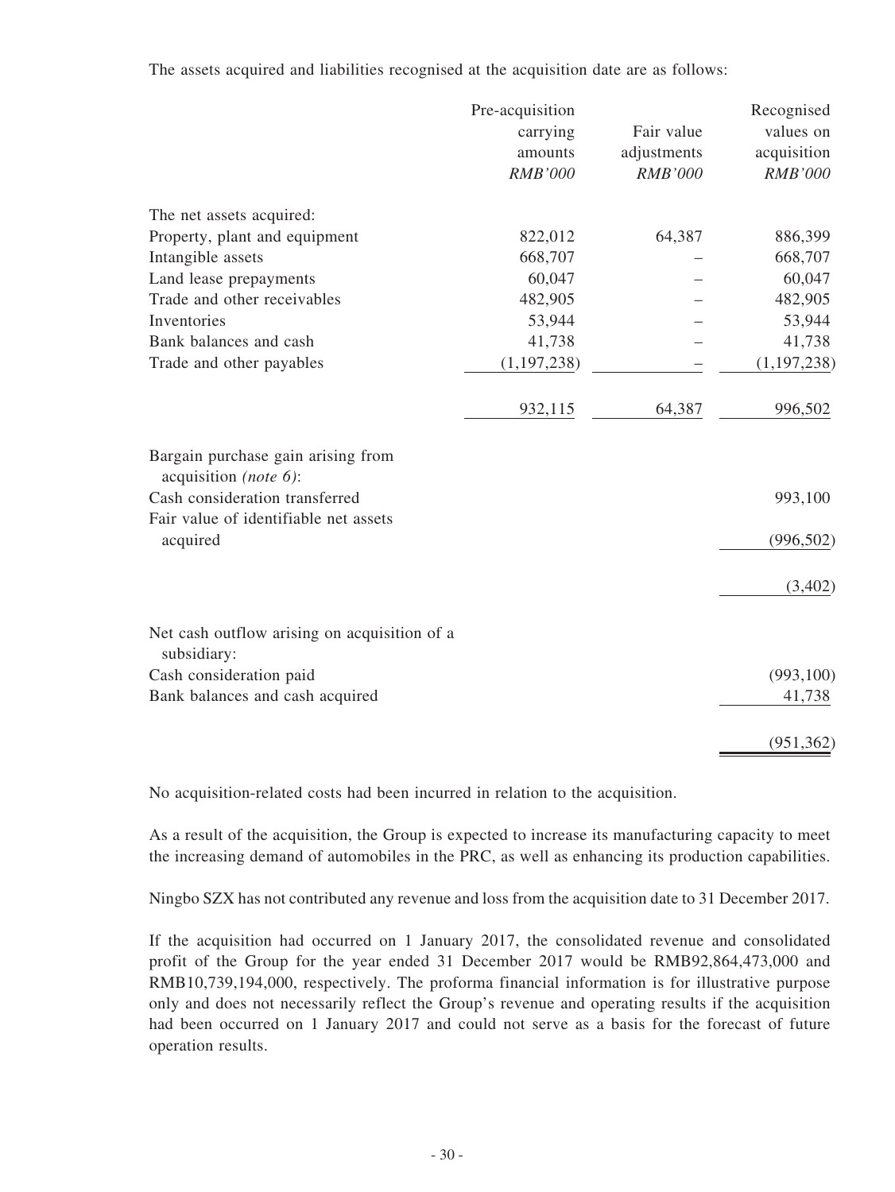The assets acquired and liabilities recognised at the acquisition date are as follows:

| | Pre-acquisition carrying amounts *RMB'000* | Fair value adjustments *RMB'000* | Recognised values on acquisition *RMB'000* |
|---|---|---|---|
| The net assets acquired: | | | |
| Property, plant and equipment | 822,012 | 64,387 | 886,399 |
| Intangible assets | 668,707 | – | 668,707 |
| Land lease prepayments | 60,047 | – | 60,047 |
| Trade and other receivables | 482,905 | – | 482,905 |
| Inventories | 53,944 | – | 53,944 |
| Bank balances and cash | 41,738 | – | 41,738 |
| Trade and other payables | (1,197,238) | – | (1,197,238) |
| | 932,115 | 64,387 | 996,502 |
| Bargain purchase gain arising from acquisition *(note 6)*: | | | |
| Cash consideration transferred | | | 993,100 |
| Fair value of identifiable net assets acquired | | | (996,502) |
| | | | (3,402) |
| Net cash outflow arising on acquisition of a subsidiary: | | | |
| Cash consideration paid | | | (993,100) |
| Bank balances and cash acquired | | | 41,738 |
| | | | (951,362) |

No acquisition-related costs had been incurred in relation to the acquisition.

As a result of the acquisition, the Group is expected to increase its manufacturing capacity to meet the increasing demand of automobiles in the PRC, as well as enhancing its production capabilities.

Ningbo SZX has not contributed any revenue and loss from the acquisition date to 31 December 2017.

If the acquisition had occurred on 1 January 2017, the consolidated revenue and consolidated profit of the Group for the year ended 31 December 2017 would be RMB92,864,473,000 and RMB10,739,194,000, respectively. The proforma financial information is for illustrative purpose only and does not necessarily reflect the Group's revenue and operating results if the acquisition had been occurred on 1 January 2017 and could not serve as a basis for the forecast of future operation results.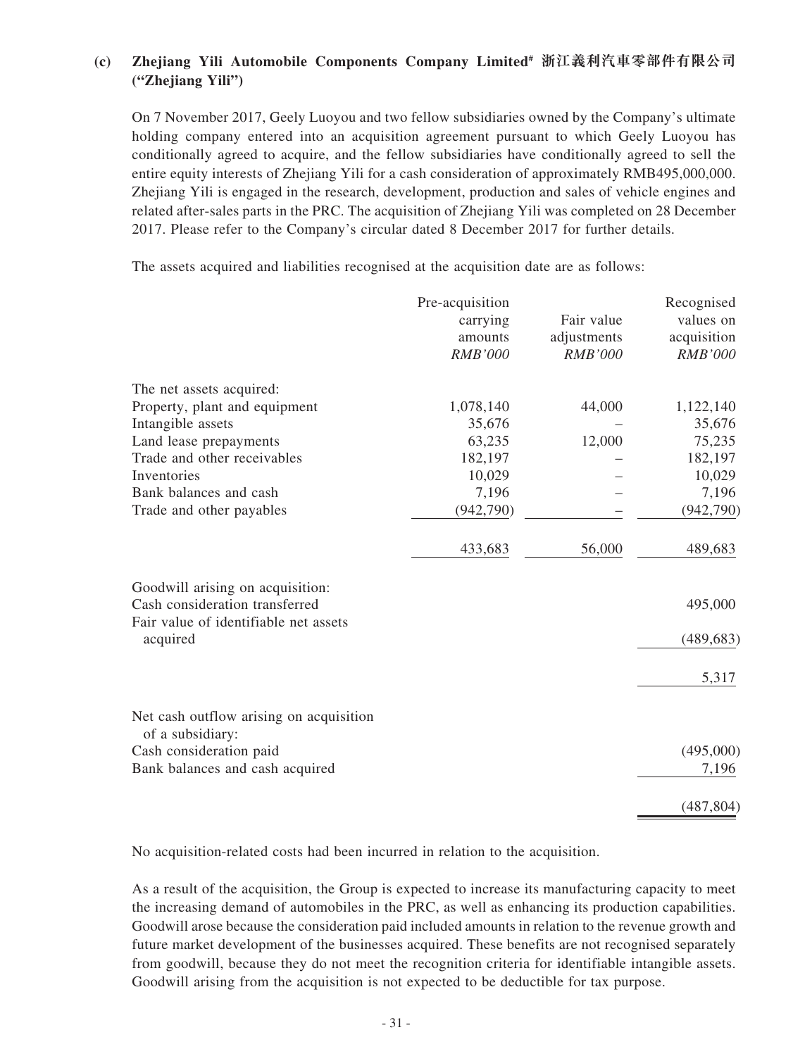### (c) Zhejiang Yili Automobile Components Company Limited# 浙江義利汽車零部件有限公司 ("Zhejiang Yili")

On 7 November 2017, Geely Luoyou and two fellow subsidiaries owned by the Company's ultimate holding company entered into an acquisition agreement pursuant to which Geely Luoyou has conditionally agreed to acquire, and the fellow subsidiaries have conditionally agreed to sell the entire equity interests of Zhejiang Yili for a cash consideration of approximately RMB495,000,000. Zhejiang Yili is engaged in the research, development, production and sales of vehicle engines and related after-sales parts in the PRC. The acquisition of Zhejiang Yili was completed on 28 December 2017. Please refer to the Company's circular dated 8 December 2017 for further details.

The assets acquired and liabilities recognised at the acquisition date are as follows:

| | Pre-acquisition carrying amounts *RMB'000* | Fair value adjustments *RMB'000* | Recognised values on acquisition *RMB'000* |
|---|---|---|---|
| The net assets acquired: | | | |
| Property, plant and equipment | 1,078,140 | 44,000 | 1,122,140 |
| Intangible assets | 35,676 | – | 35,676 |
| Land lease prepayments | 63,235 | 12,000 | 75,235 |
| Trade and other receivables | 182,197 | – | 182,197 |
| Inventories | 10,029 | – | 10,029 |
| Bank balances and cash | 7,196 | – | 7,196 |
| Trade and other payables | (942,790) | – | (942,790) |
| | 433,683 | 56,000 | 489,683 |
| Goodwill arising on acquisition: | | | |
| Cash consideration transferred | | | 495,000 |
| Fair value of identifiable net assets acquired | | | (489,683) |
| | | | 5,317 |
| Net cash outflow arising on acquisition of a subsidiary: | | | |
| Cash consideration paid | | | (495,000) |
| Bank balances and cash acquired | | | 7,196 |
| | | | (487,804) |

No acquisition-related costs had been incurred in relation to the acquisition.

As a result of the acquisition, the Group is expected to increase its manufacturing capacity to meet the increasing demand of automobiles in the PRC, as well as enhancing its production capabilities. Goodwill arose because the consideration paid included amounts in relation to the revenue growth and future market development of the businesses acquired. These benefits are not recognised separately from goodwill, because they do not meet the recognition criteria for identifiable intangible assets. Goodwill arising from the acquisition is not expected to be deductible for tax purpose.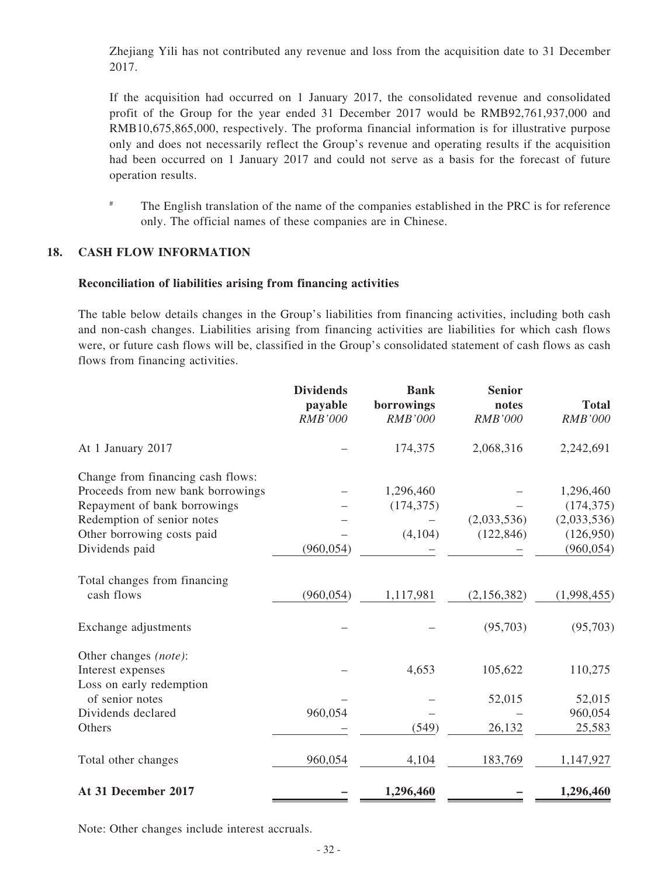Zhejiang Yili has not contributed any revenue and loss from the acquisition date to 31 December 2017.

If the acquisition had occurred on 1 January 2017, the consolidated revenue and consolidated profit of the Group for the year ended 31 December 2017 would be RMB92,761,937,000 and RMB10,675,865,000, respectively. The proforma financial information is for illustrative purpose only and does not necessarily reflect the Group's revenue and operating results if the acquisition had been occurred on 1 January 2017 and could not serve as a basis for the forecast of future operation results.

# The English translation of the name of the companies established in the PRC is for reference only. The official names of these companies are in Chinese.

## 18. CASH FLOW INFORMATION

### Reconciliation of liabilities arising from financing activities

The table below details changes in the Group's liabilities from financing activities, including both cash and non-cash changes. Liabilities arising from financing activities are liabilities for which cash flows were, or future cash flows will be, classified in the Group's consolidated statement of cash flows as cash flows from financing activities.

| | Dividends payable *RMB'000* | Bank borrowings *RMB'000* | Senior notes *RMB'000* | Total *RMB'000* |
|---|---|---|---|---|
| At 1 January 2017 | – | 174,375 | 2,068,316 | 2,242,691 |
| Change from financing cash flows: | | | | |
| Proceeds from new bank borrowings | – | 1,296,460 | – | 1,296,460 |
| Repayment of bank borrowings | – | (174,375) | – | (174,375) |
| Redemption of senior notes | – | – | (2,033,536) | (2,033,536) |
| Other borrowing costs paid | – | (4,104) | (122,846) | (126,950) |
| Dividends paid | (960,054) | – | – | (960,054) |
| Total changes from financing cash flows | (960,054) | 1,117,981 | (2,156,382) | (1,998,455) |
| Exchange adjustments | – | – | (95,703) | (95,703) |
| Other changes *(note)*: | | | | |
| Interest expenses | – | 4,653 | 105,622 | 110,275 |
| Loss on early redemption of senior notes | – | – | 52,015 | 52,015 |
| Dividends declared | 960,054 | – | – | 960,054 |
| Others | – | (549) | 26,132 | 25,583 |
| Total other changes | 960,054 | 4,104 | 183,769 | 1,147,927 |
| **At 31 December 2017** | **–** | **1,296,460** | **–** | **1,296,460** |

Note: Other changes include interest accruals.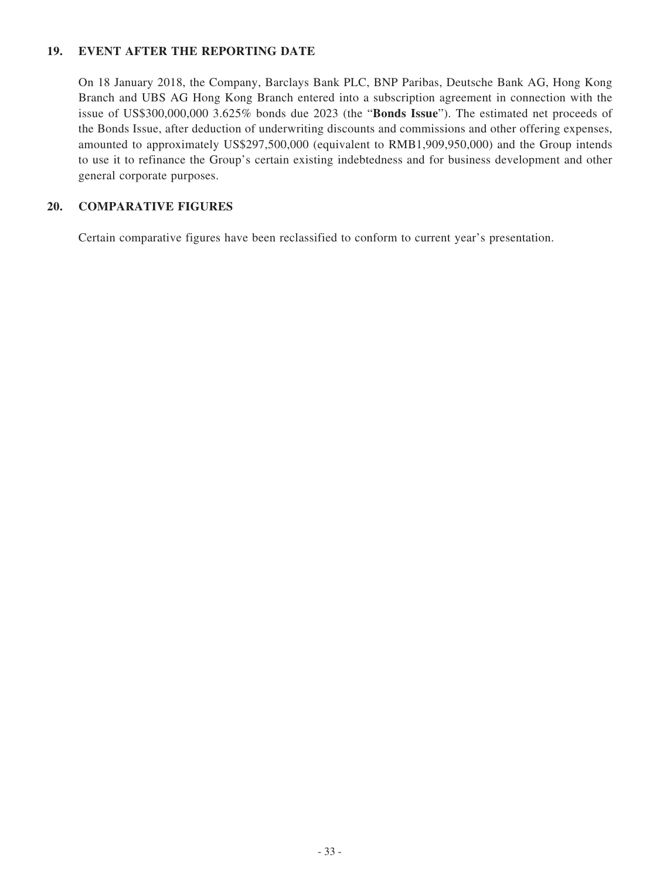## 19. EVENT AFTER THE REPORTING DATE

On 18 January 2018, the Company, Barclays Bank PLC, BNP Paribas, Deutsche Bank AG, Hong Kong Branch and UBS AG Hong Kong Branch entered into a subscription agreement in connection with the issue of US$300,000,000 3.625% bonds due 2023 (the "**Bonds Issue**"). The estimated net proceeds of the Bonds Issue, after deduction of underwriting discounts and commissions and other offering expenses, amounted to approximately US$297,500,000 (equivalent to RMB1,909,950,000) and the Group intends to use it to refinance the Group's certain existing indebtedness and for business development and other general corporate purposes.

## 20. COMPARATIVE FIGURES

Certain comparative figures have been reclassified to conform to current year's presentation.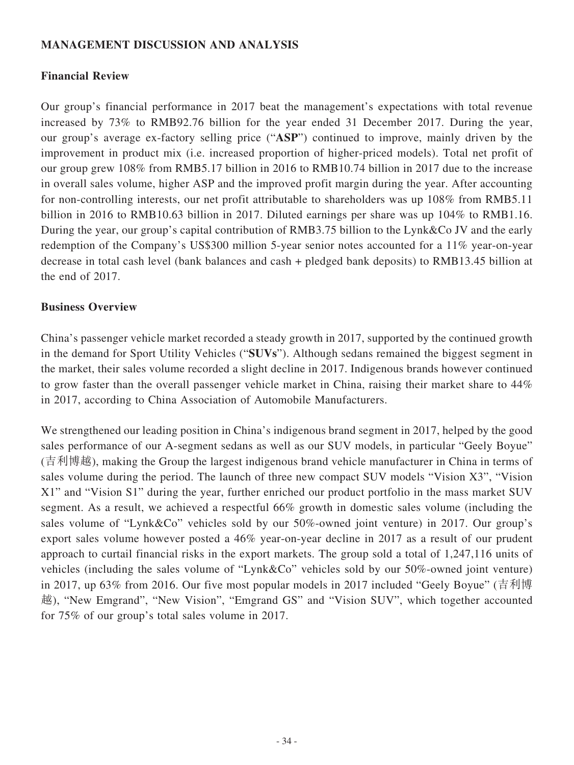## MANAGEMENT DISCUSSION AND ANALYSIS

### Financial Review

Our group's financial performance in 2017 beat the management's expectations with total revenue increased by 73% to RMB92.76 billion for the year ended 31 December 2017. During the year, our group's average ex-factory selling price ("**ASP**") continued to improve, mainly driven by the improvement in product mix (i.e. increased proportion of higher-priced models). Total net profit of our group grew 108% from RMB5.17 billion in 2016 to RMB10.74 billion in 2017 due to the increase in overall sales volume, higher ASP and the improved profit margin during the year. After accounting for non-controlling interests, our net profit attributable to shareholders was up 108% from RMB5.11 billion in 2016 to RMB10.63 billion in 2017. Diluted earnings per share was up 104% to RMB1.16. During the year, our group's capital contribution of RMB3.75 billion to the Lynk&Co JV and the early redemption of the Company's US$300 million 5-year senior notes accounted for a 11% year-on-year decrease in total cash level (bank balances and cash + pledged bank deposits) to RMB13.45 billion at the end of 2017.

### Business Overview

China's passenger vehicle market recorded a steady growth in 2017, supported by the continued growth in the demand for Sport Utility Vehicles ("**SUVs**"). Although sedans remained the biggest segment in the market, their sales volume recorded a slight decline in 2017. Indigenous brands however continued to grow faster than the overall passenger vehicle market in China, raising their market share to 44% in 2017, according to China Association of Automobile Manufacturers.

We strengthened our leading position in China's indigenous brand segment in 2017, helped by the good sales performance of our A-segment sedans as well as our SUV models, in particular "Geely Boyue" (吉利博越), making the Group the largest indigenous brand vehicle manufacturer in China in terms of sales volume during the period. The launch of three new compact SUV models "Vision X3", "Vision X1" and "Vision S1" during the year, further enriched our product portfolio in the mass market SUV segment. As a result, we achieved a respectful 66% growth in domestic sales volume (including the sales volume of "Lynk&Co" vehicles sold by our 50%-owned joint venture) in 2017. Our group's export sales volume however posted a 46% year-on-year decline in 2017 as a result of our prudent approach to curtail financial risks in the export markets. The group sold a total of 1,247,116 units of vehicles (including the sales volume of "Lynk&Co" vehicles sold by our 50%-owned joint venture) in 2017, up 63% from 2016. Our five most popular models in 2017 included "Geely Boyue" (吉利博越), "New Emgrand", "New Vision", "Emgrand GS" and "Vision SUV", which together accounted for 75% of our group's total sales volume in 2017.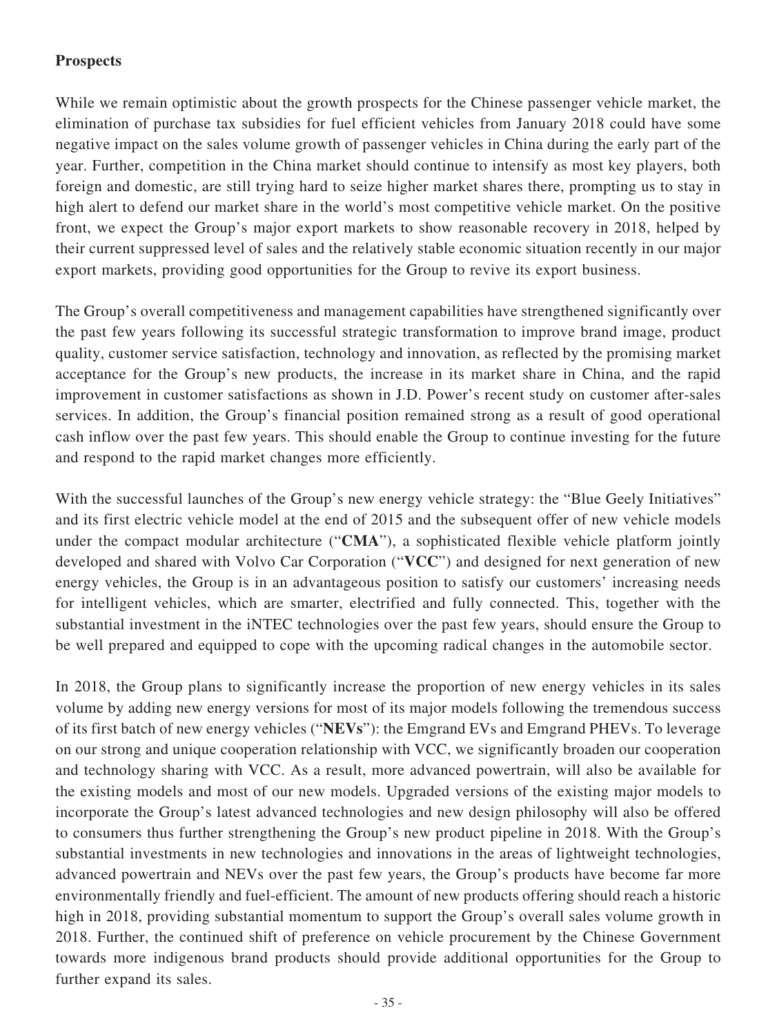**Prospects**

While we remain optimistic about the growth prospects for the Chinese passenger vehicle market, the elimination of purchase tax subsidies for fuel efficient vehicles from January 2018 could have some negative impact on the sales volume growth of passenger vehicles in China during the early part of the year. Further, competition in the China market should continue to intensify as most key players, both foreign and domestic, are still trying hard to seize higher market shares there, prompting us to stay in high alert to defend our market share in the world's most competitive vehicle market. On the positive front, we expect the Group's major export markets to show reasonable recovery in 2018, helped by their current suppressed level of sales and the relatively stable economic situation recently in our major export markets, providing good opportunities for the Group to revive its export business.

The Group's overall competitiveness and management capabilities have strengthened significantly over the past few years following its successful strategic transformation to improve brand image, product quality, customer service satisfaction, technology and innovation, as reflected by the promising market acceptance for the Group's new products, the increase in its market share in China, and the rapid improvement in customer satisfactions as shown in J.D. Power's recent study on customer after-sales services. In addition, the Group's financial position remained strong as a result of good operational cash inflow over the past few years. This should enable the Group to continue investing for the future and respond to the rapid market changes more efficiently.

With the successful launches of the Group's new energy vehicle strategy: the "Blue Geely Initiatives" and its first electric vehicle model at the end of 2015 and the subsequent offer of new vehicle models under the compact modular architecture ("**CMA**"), a sophisticated flexible vehicle platform jointly developed and shared with Volvo Car Corporation ("**VCC**") and designed for next generation of new energy vehicles, the Group is in an advantageous position to satisfy our customers' increasing needs for intelligent vehicles, which are smarter, electrified and fully connected. This, together with the substantial investment in the iNTEC technologies over the past few years, should ensure the Group to be well prepared and equipped to cope with the upcoming radical changes in the automobile sector.

In 2018, the Group plans to significantly increase the proportion of new energy vehicles in its sales volume by adding new energy versions for most of its major models following the tremendous success of its first batch of new energy vehicles ("**NEVs**"): the Emgrand EVs and Emgrand PHEVs. To leverage on our strong and unique cooperation relationship with VCC, we significantly broaden our cooperation and technology sharing with VCC. As a result, more advanced powertrain, will also be available for the existing models and most of our new models. Upgraded versions of the existing major models to incorporate the Group's latest advanced technologies and new design philosophy will also be offered to consumers thus further strengthening the Group's new product pipeline in 2018. With the Group's substantial investments in new technologies and innovations in the areas of lightweight technologies, advanced powertrain and NEVs over the past few years, the Group's products have become far more environmentally friendly and fuel-efficient. The amount of new products offering should reach a historic high in 2018, providing substantial momentum to support the Group's overall sales volume growth in 2018. Further, the continued shift of preference on vehicle procurement by the Chinese Government towards more indigenous brand products should provide additional opportunities for the Group to further expand its sales.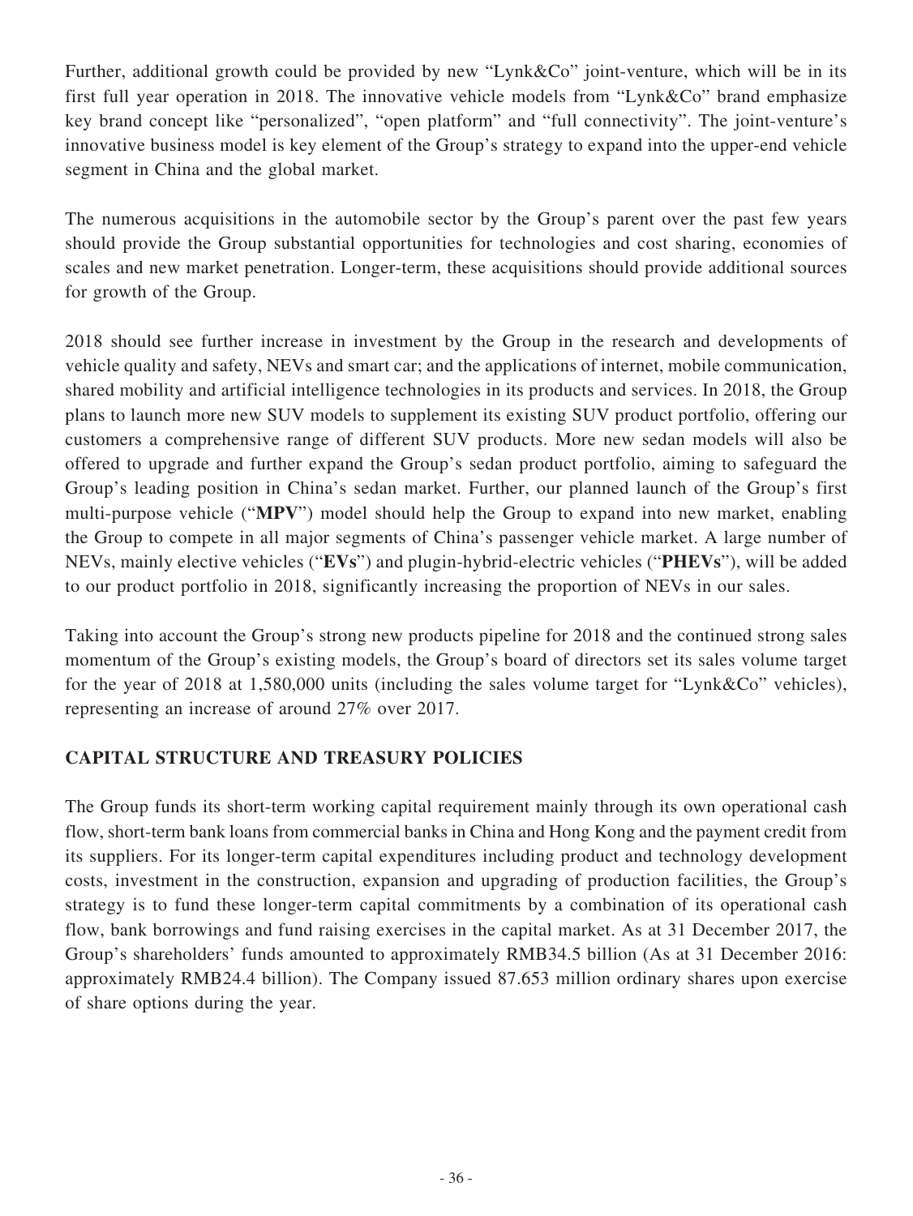Further, additional growth could be provided by new "Lynk&Co" joint-venture, which will be in its first full year operation in 2018. The innovative vehicle models from "Lynk&Co" brand emphasize key brand concept like "personalized", "open platform" and "full connectivity". The joint-venture's innovative business model is key element of the Group's strategy to expand into the upper-end vehicle segment in China and the global market.

The numerous acquisitions in the automobile sector by the Group's parent over the past few years should provide the Group substantial opportunities for technologies and cost sharing, economies of scales and new market penetration. Longer-term, these acquisitions should provide additional sources for growth of the Group.

2018 should see further increase in investment by the Group in the research and developments of vehicle quality and safety, NEVs and smart car; and the applications of internet, mobile communication, shared mobility and artificial intelligence technologies in its products and services. In 2018, the Group plans to launch more new SUV models to supplement its existing SUV product portfolio, offering our customers a comprehensive range of different SUV products. More new sedan models will also be offered to upgrade and further expand the Group's sedan product portfolio, aiming to safeguard the Group's leading position in China's sedan market. Further, our planned launch of the Group's first multi-purpose vehicle ("**MPV**") model should help the Group to expand into new market, enabling the Group to compete in all major segments of China's passenger vehicle market. A large number of NEVs, mainly elective vehicles ("**EVs**") and plugin-hybrid-electric vehicles ("**PHEVs**"), will be added to our product portfolio in 2018, significantly increasing the proportion of NEVs in our sales.

Taking into account the Group's strong new products pipeline for 2018 and the continued strong sales momentum of the Group's existing models, the Group's board of directors set its sales volume target for the year of 2018 at 1,580,000 units (including the sales volume target for "Lynk&Co" vehicles), representing an increase of around 27% over 2017.

## CAPITAL STRUCTURE AND TREASURY POLICIES

The Group funds its short-term working capital requirement mainly through its own operational cash flow, short-term bank loans from commercial banks in China and Hong Kong and the payment credit from its suppliers. For its longer-term capital expenditures including product and technology development costs, investment in the construction, expansion and upgrading of production facilities, the Group's strategy is to fund these longer-term capital commitments by a combination of its operational cash flow, bank borrowings and fund raising exercises in the capital market. As at 31 December 2017, the Group's shareholders' funds amounted to approximately RMB34.5 billion (As at 31 December 2016: approximately RMB24.4 billion). The Company issued 87.653 million ordinary shares upon exercise of share options during the year.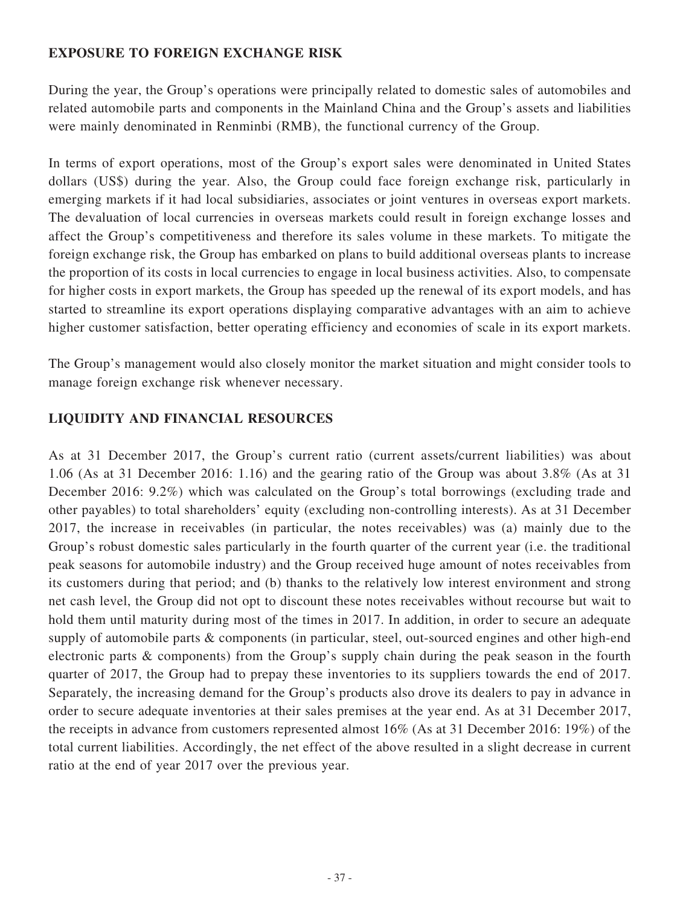## EXPOSURE TO FOREIGN EXCHANGE RISK

During the year, the Group's operations were principally related to domestic sales of automobiles and related automobile parts and components in the Mainland China and the Group's assets and liabilities were mainly denominated in Renminbi (RMB), the functional currency of the Group.

In terms of export operations, most of the Group's export sales were denominated in United States dollars (US$) during the year. Also, the Group could face foreign exchange risk, particularly in emerging markets if it had local subsidiaries, associates or joint ventures in overseas export markets. The devaluation of local currencies in overseas markets could result in foreign exchange losses and affect the Group's competitiveness and therefore its sales volume in these markets. To mitigate the foreign exchange risk, the Group has embarked on plans to build additional overseas plants to increase the proportion of its costs in local currencies to engage in local business activities. Also, to compensate for higher costs in export markets, the Group has speeded up the renewal of its export models, and has started to streamline its export operations displaying comparative advantages with an aim to achieve higher customer satisfaction, better operating efficiency and economies of scale in its export markets.

The Group's management would also closely monitor the market situation and might consider tools to manage foreign exchange risk whenever necessary.

## LIQUIDITY AND FINANCIAL RESOURCES

As at 31 December 2017, the Group's current ratio (current assets/current liabilities) was about 1.06 (As at 31 December 2016: 1.16) and the gearing ratio of the Group was about 3.8% (As at 31 December 2016: 9.2%) which was calculated on the Group's total borrowings (excluding trade and other payables) to total shareholders' equity (excluding non-controlling interests). As at 31 December 2017, the increase in receivables (in particular, the notes receivables) was (a) mainly due to the Group's robust domestic sales particularly in the fourth quarter of the current year (i.e. the traditional peak seasons for automobile industry) and the Group received huge amount of notes receivables from its customers during that period; and (b) thanks to the relatively low interest environment and strong net cash level, the Group did not opt to discount these notes receivables without recourse but wait to hold them until maturity during most of the times in 2017. In addition, in order to secure an adequate supply of automobile parts & components (in particular, steel, out-sourced engines and other high-end electronic parts & components) from the Group's supply chain during the peak season in the fourth quarter of 2017, the Group had to prepay these inventories to its suppliers towards the end of 2017. Separately, the increasing demand for the Group's products also drove its dealers to pay in advance in order to secure adequate inventories at their sales premises at the year end. As at 31 December 2017, the receipts in advance from customers represented almost 16% (As at 31 December 2016: 19%) of the total current liabilities. Accordingly, the net effect of the above resulted in a slight decrease in current ratio at the end of year 2017 over the previous year.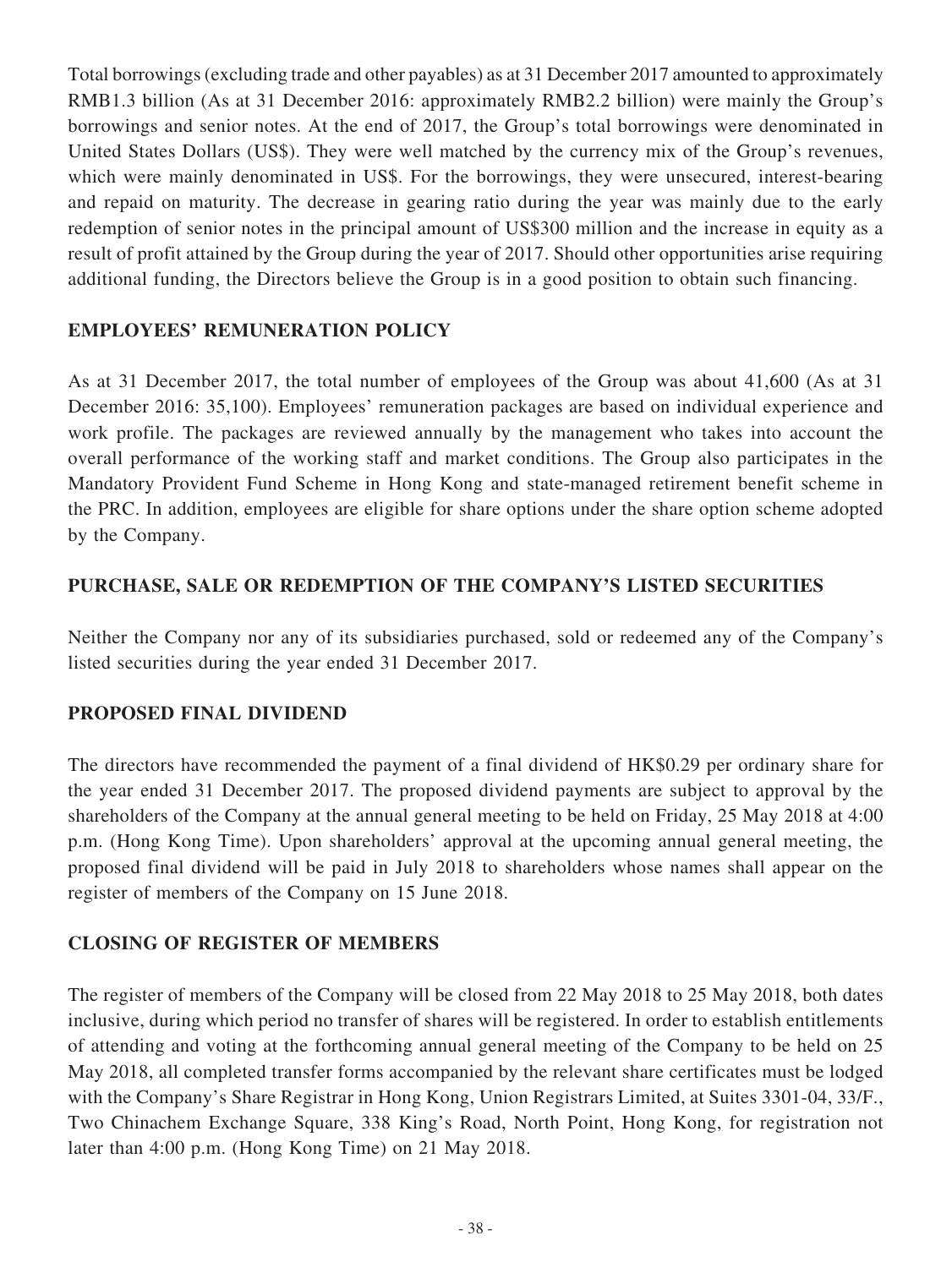Total borrowings (excluding trade and other payables) as at 31 December 2017 amounted to approximately RMB1.3 billion (As at 31 December 2016: approximately RMB2.2 billion) were mainly the Group's borrowings and senior notes. At the end of 2017, the Group's total borrowings were denominated in United States Dollars (US$). They were well matched by the currency mix of the Group's revenues, which were mainly denominated in US$. For the borrowings, they were unsecured, interest-bearing and repaid on maturity. The decrease in gearing ratio during the year was mainly due to the early redemption of senior notes in the principal amount of US$300 million and the increase in equity as a result of profit attained by the Group during the year of 2017. Should other opportunities arise requiring additional funding, the Directors believe the Group is in a good position to obtain such financing.

## EMPLOYEES' REMUNERATION POLICY

As at 31 December 2017, the total number of employees of the Group was about 41,600 (As at 31 December 2016: 35,100). Employees' remuneration packages are based on individual experience and work profile. The packages are reviewed annually by the management who takes into account the overall performance of the working staff and market conditions. The Group also participates in the Mandatory Provident Fund Scheme in Hong Kong and state-managed retirement benefit scheme in the PRC. In addition, employees are eligible for share options under the share option scheme adopted by the Company.

## PURCHASE, SALE OR REDEMPTION OF THE COMPANY'S LISTED SECURITIES

Neither the Company nor any of its subsidiaries purchased, sold or redeemed any of the Company's listed securities during the year ended 31 December 2017.

## PROPOSED FINAL DIVIDEND

The directors have recommended the payment of a final dividend of HK$0.29 per ordinary share for the year ended 31 December 2017. The proposed dividend payments are subject to approval by the shareholders of the Company at the annual general meeting to be held on Friday, 25 May 2018 at 4:00 p.m. (Hong Kong Time). Upon shareholders' approval at the upcoming annual general meeting, the proposed final dividend will be paid in July 2018 to shareholders whose names shall appear on the register of members of the Company on 15 June 2018.

## CLOSING OF REGISTER OF MEMBERS

The register of members of the Company will be closed from 22 May 2018 to 25 May 2018, both dates inclusive, during which period no transfer of shares will be registered. In order to establish entitlements of attending and voting at the forthcoming annual general meeting of the Company to be held on 25 May 2018, all completed transfer forms accompanied by the relevant share certificates must be lodged with the Company's Share Registrar in Hong Kong, Union Registrars Limited, at Suites 3301-04, 33/F., Two Chinachem Exchange Square, 338 King's Road, North Point, Hong Kong, for registration not later than 4:00 p.m. (Hong Kong Time) on 21 May 2018.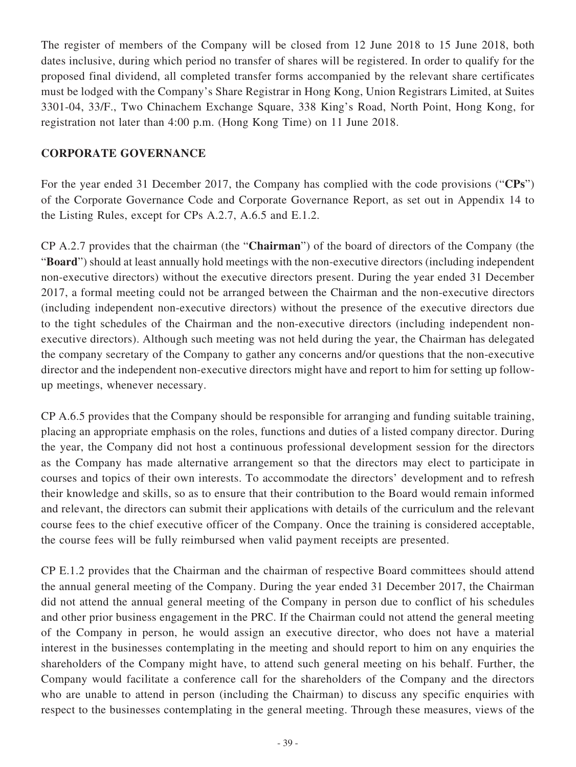The register of members of the Company will be closed from 12 June 2018 to 15 June 2018, both dates inclusive, during which period no transfer of shares will be registered. In order to qualify for the proposed final dividend, all completed transfer forms accompanied by the relevant share certificates must be lodged with the Company's Share Registrar in Hong Kong, Union Registrars Limited, at Suites 3301-04, 33/F., Two Chinachem Exchange Square, 338 King's Road, North Point, Hong Kong, for registration not later than 4:00 p.m. (Hong Kong Time) on 11 June 2018.

## CORPORATE GOVERNANCE

For the year ended 31 December 2017, the Company has complied with the code provisions ("**CPs**") of the Corporate Governance Code and Corporate Governance Report, as set out in Appendix 14 to the Listing Rules, except for CPs A.2.7, A.6.5 and E.1.2.

CP A.2.7 provides that the chairman (the "**Chairman**") of the board of directors of the Company (the "**Board**") should at least annually hold meetings with the non-executive directors (including independent non-executive directors) without the executive directors present. During the year ended 31 December 2017, a formal meeting could not be arranged between the Chairman and the non-executive directors (including independent non-executive directors) without the presence of the executive directors due to the tight schedules of the Chairman and the non-executive directors (including independent non-executive directors). Although such meeting was not held during the year, the Chairman has delegated the company secretary of the Company to gather any concerns and/or questions that the non-executive director and the independent non-executive directors might have and report to him for setting up follow-up meetings, whenever necessary.

CP A.6.5 provides that the Company should be responsible for arranging and funding suitable training, placing an appropriate emphasis on the roles, functions and duties of a listed company director. During the year, the Company did not host a continuous professional development session for the directors as the Company has made alternative arrangement so that the directors may elect to participate in courses and topics of their own interests. To accommodate the directors' development and to refresh their knowledge and skills, so as to ensure that their contribution to the Board would remain informed and relevant, the directors can submit their applications with details of the curriculum and the relevant course fees to the chief executive officer of the Company. Once the training is considered acceptable, the course fees will be fully reimbursed when valid payment receipts are presented.

CP E.1.2 provides that the Chairman and the chairman of respective Board committees should attend the annual general meeting of the Company. During the year ended 31 December 2017, the Chairman did not attend the annual general meeting of the Company in person due to conflict of his schedules and other prior business engagement in the PRC. If the Chairman could not attend the general meeting of the Company in person, he would assign an executive director, who does not have a material interest in the businesses contemplating in the meeting and should report to him on any enquiries the shareholders of the Company might have, to attend such general meeting on his behalf. Further, the Company would facilitate a conference call for the shareholders of the Company and the directors who are unable to attend in person (including the Chairman) to discuss any specific enquiries with respect to the businesses contemplating in the general meeting. Through these measures, views of the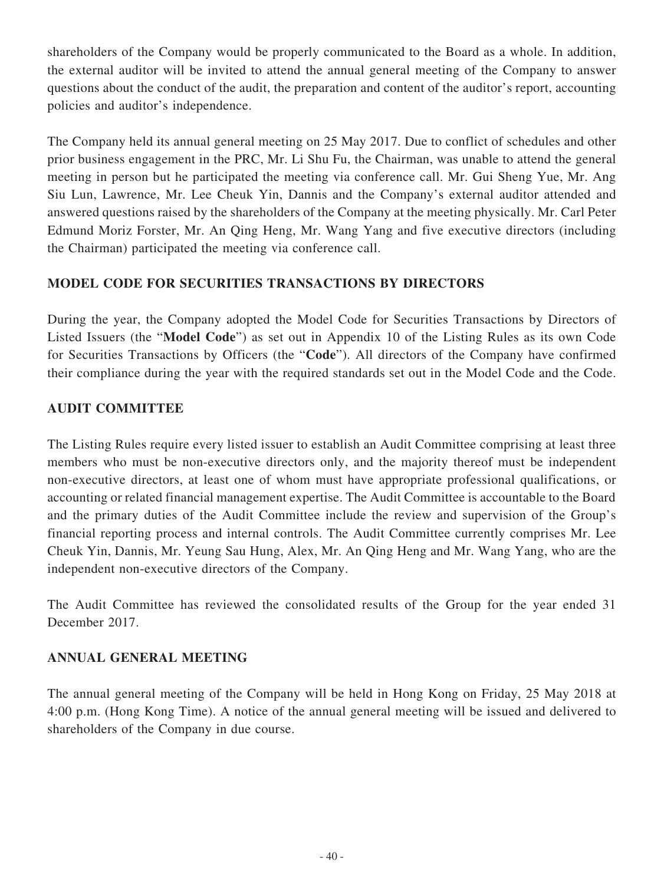shareholders of the Company would be properly communicated to the Board as a whole. In addition, the external auditor will be invited to attend the annual general meeting of the Company to answer questions about the conduct of the audit, the preparation and content of the auditor's report, accounting policies and auditor's independence.

The Company held its annual general meeting on 25 May 2017. Due to conflict of schedules and other prior business engagement in the PRC, Mr. Li Shu Fu, the Chairman, was unable to attend the general meeting in person but he participated the meeting via conference call. Mr. Gui Sheng Yue, Mr. Ang Siu Lun, Lawrence, Mr. Lee Cheuk Yin, Dannis and the Company's external auditor attended and answered questions raised by the shareholders of the Company at the meeting physically. Mr. Carl Peter Edmund Moriz Forster, Mr. An Qing Heng, Mr. Wang Yang and five executive directors (including the Chairman) participated the meeting via conference call.

## MODEL CODE FOR SECURITIES TRANSACTIONS BY DIRECTORS

During the year, the Company adopted the Model Code for Securities Transactions by Directors of Listed Issuers (the "**Model Code**") as set out in Appendix 10 of the Listing Rules as its own Code for Securities Transactions by Officers (the "**Code**"). All directors of the Company have confirmed their compliance during the year with the required standards set out in the Model Code and the Code.

## AUDIT COMMITTEE

The Listing Rules require every listed issuer to establish an Audit Committee comprising at least three members who must be non-executive directors only, and the majority thereof must be independent non-executive directors, at least one of whom must have appropriate professional qualifications, or accounting or related financial management expertise. The Audit Committee is accountable to the Board and the primary duties of the Audit Committee include the review and supervision of the Group's financial reporting process and internal controls. The Audit Committee currently comprises Mr. Lee Cheuk Yin, Dannis, Mr. Yeung Sau Hung, Alex, Mr. An Qing Heng and Mr. Wang Yang, who are the independent non-executive directors of the Company.

The Audit Committee has reviewed the consolidated results of the Group for the year ended 31 December 2017.

## ANNUAL GENERAL MEETING

The annual general meeting of the Company will be held in Hong Kong on Friday, 25 May 2018 at 4:00 p.m. (Hong Kong Time). A notice of the annual general meeting will be issued and delivered to shareholders of the Company in due course.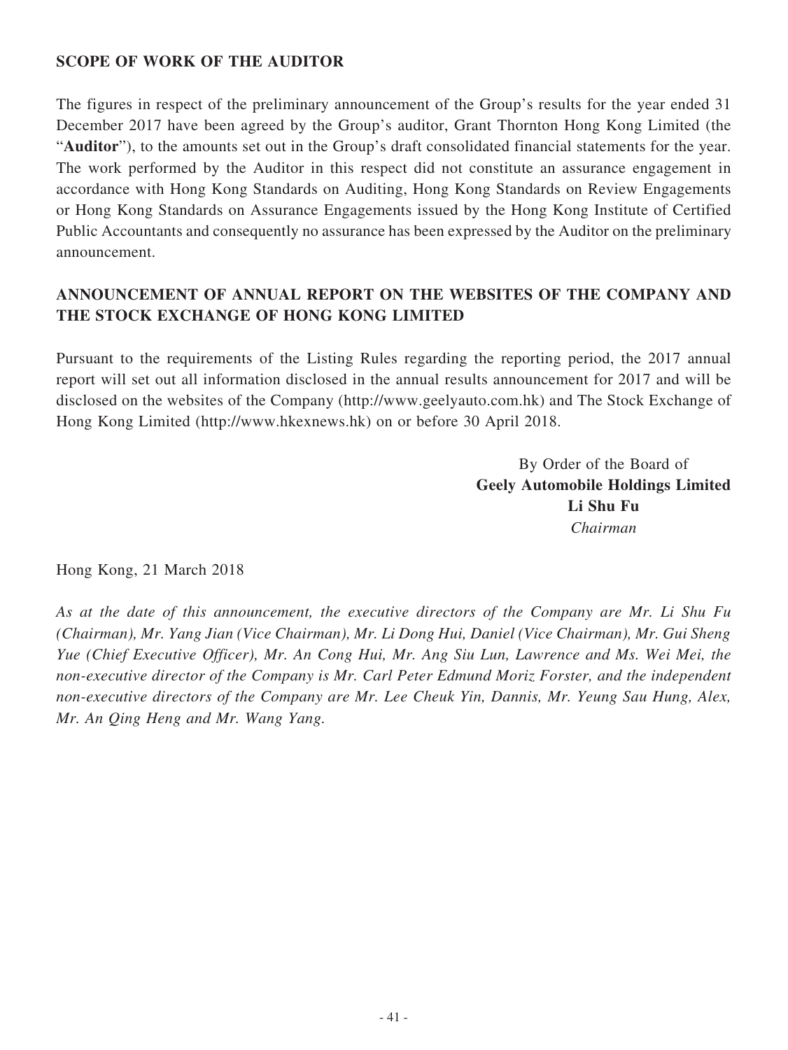## SCOPE OF WORK OF THE AUDITOR

The figures in respect of the preliminary announcement of the Group's results for the year ended 31 December 2017 have been agreed by the Group's auditor, Grant Thornton Hong Kong Limited (the "**Auditor**"), to the amounts set out in the Group's draft consolidated financial statements for the year. The work performed by the Auditor in this respect did not constitute an assurance engagement in accordance with Hong Kong Standards on Auditing, Hong Kong Standards on Review Engagements or Hong Kong Standards on Assurance Engagements issued by the Hong Kong Institute of Certified Public Accountants and consequently no assurance has been expressed by the Auditor on the preliminary announcement.

## ANNOUNCEMENT OF ANNUAL REPORT ON THE WEBSITES OF THE COMPANY AND THE STOCK EXCHANGE OF HONG KONG LIMITED

Pursuant to the requirements of the Listing Rules regarding the reporting period, the 2017 annual report will set out all information disclosed in the annual results announcement for 2017 and will be disclosed on the websites of the Company (http://www.geelyauto.com.hk) and The Stock Exchange of Hong Kong Limited (http://www.hkexnews.hk) on or before 30 April 2018.

By Order of the Board of
**Geely Automobile Holdings Limited**
**Li Shu Fu**
*Chairman*

Hong Kong, 21 March 2018

*As at the date of this announcement, the executive directors of the Company are Mr. Li Shu Fu (Chairman), Mr. Yang Jian (Vice Chairman), Mr. Li Dong Hui, Daniel (Vice Chairman), Mr. Gui Sheng Yue (Chief Executive Officer), Mr. An Cong Hui, Mr. Ang Siu Lun, Lawrence and Ms. Wei Mei, the non-executive director of the Company is Mr. Carl Peter Edmund Moriz Forster, and the independent non-executive directors of the Company are Mr. Lee Cheuk Yin, Dannis, Mr. Yeung Sau Hung, Alex, Mr. An Qing Heng and Mr. Wang Yang.*